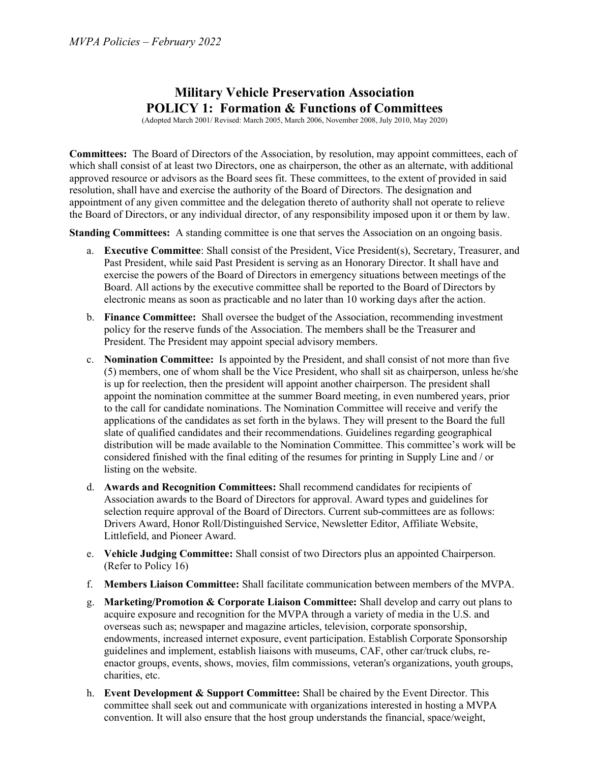# Military Vehicle Preservation Association
# POLICY 1: Formation & Functions of Committees

(Adopted March 2001/ Revised: March 2005, March 2006, November 2008, July 2010, May 2020)

**Committees:** The Board of Directors of the Association, by resolution, may appoint committees, each of which shall consist of at least two Directors, one as chairperson, the other as an alternate, with additional approved resource or advisors as the Board sees fit. These committees, to the extent of provided in said resolution, shall have and exercise the authority of the Board of Directors. The designation and appointment of any given committee and the delegation thereto of authority shall not operate to relieve the Board of Directors, or any individual director, of any responsibility imposed upon it or them by law.

**Standing Committees:** A standing committee is one that serves the Association on an ongoing basis.

a. **Executive Committee**: Shall consist of the President, Vice President(s), Secretary, Treasurer, and Past President, while said Past President is serving as an Honorary Director. It shall have and exercise the powers of the Board of Directors in emergency situations between meetings of the Board. All actions by the executive committee shall be reported to the Board of Directors by electronic means as soon as practicable and no later than 10 working days after the action.

b. **Finance Committee:** Shall oversee the budget of the Association, recommending investment policy for the reserve funds of the Association. The members shall be the Treasurer and President. The President may appoint special advisory members.

c. **Nomination Committee:** Is appointed by the President, and shall consist of not more than five (5) members, one of whom shall be the Vice President, who shall sit as chairperson, unless he/she is up for reelection, then the president will appoint another chairperson. The president shall appoint the nomination committee at the summer Board meeting, in even numbered years, prior to the call for candidate nominations. The Nomination Committee will receive and verify the applications of the candidates as set forth in the bylaws. They will present to the Board the full slate of qualified candidates and their recommendations. Guidelines regarding geographical distribution will be made available to the Nomination Committee. This committee's work will be considered finished with the final editing of the resumes for printing in Supply Line and / or listing on the website.

d. **Awards and Recognition Committees:** Shall recommend candidates for recipients of Association awards to the Board of Directors for approval. Award types and guidelines for selection require approval of the Board of Directors. Current sub-committees are as follows: Drivers Award, Honor Roll/Distinguished Service, Newsletter Editor, Affiliate Website, Littlefield, and Pioneer Award.

e. **Vehicle Judging Committee:** Shall consist of two Directors plus an appointed Chairperson. (Refer to Policy 16)

f. **Members Liaison Committee:** Shall facilitate communication between members of the MVPA.

g. **Marketing/Promotion & Corporate Liaison Committee:** Shall develop and carry out plans to acquire exposure and recognition for the MVPA through a variety of media in the U.S. and overseas such as; newspaper and magazine articles, television, corporate sponsorship, endowments, increased internet exposure, event participation. Establish Corporate Sponsorship guidelines and implement, establish liaisons with museums, CAF, other car/truck clubs, re-enactor groups, events, shows, movies, film commissions, veteran's organizations, youth groups, charities, etc.

h. **Event Development & Support Committee:** Shall be chaired by the Event Director. This committee shall seek out and communicate with organizations interested in hosting a MVPA convention. It will also ensure that the host group understands the financial, space/weight,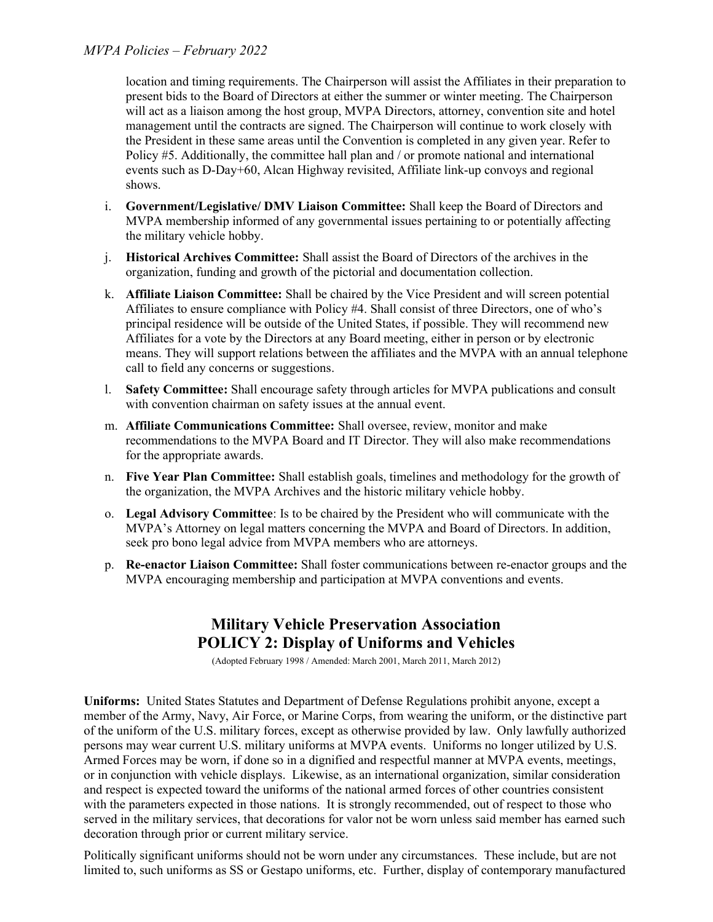location and timing requirements. The Chairperson will assist the Affiliates in their preparation to present bids to the Board of Directors at either the summer or winter meeting. The Chairperson will act as a liaison among the host group, MVPA Directors, attorney, convention site and hotel management until the contracts are signed. The Chairperson will continue to work closely with the President in these same areas until the Convention is completed in any given year. Refer to Policy #5. Additionally, the committee hall plan and / or promote national and international events such as D-Day+60, Alcan Highway revisited, Affiliate link-up convoys and regional shows.

i. **Government/Legislative/ DMV Liaison Committee:** Shall keep the Board of Directors and MVPA membership informed of any governmental issues pertaining to or potentially affecting the military vehicle hobby.

j. **Historical Archives Committee:** Shall assist the Board of Directors of the archives in the organization, funding and growth of the pictorial and documentation collection.

k. **Affiliate Liaison Committee:** Shall be chaired by the Vice President and will screen potential Affiliates to ensure compliance with Policy #4. Shall consist of three Directors, one of who's principal residence will be outside of the United States, if possible. They will recommend new Affiliates for a vote by the Directors at any Board meeting, either in person or by electronic means. They will support relations between the affiliates and the MVPA with an annual telephone call to field any concerns or suggestions.

l. **Safety Committee:** Shall encourage safety through articles for MVPA publications and consult with convention chairman on safety issues at the annual event.

m. **Affiliate Communications Committee:** Shall oversee, review, monitor and make recommendations to the MVPA Board and IT Director. They will also make recommendations for the appropriate awards.

n. **Five Year Plan Committee:** Shall establish goals, timelines and methodology for the growth of the organization, the MVPA Archives and the historic military vehicle hobby.

o. **Legal Advisory Committee**: Is to be chaired by the President who will communicate with the MVPA's Attorney on legal matters concerning the MVPA and Board of Directors. In addition, seek pro bono legal advice from MVPA members who are attorneys.

p. **Re-enactor Liaison Committee:** Shall foster communications between re-enactor groups and the MVPA encouraging membership and participation at MVPA conventions and events.

## Military Vehicle Preservation Association
## POLICY 2: Display of Uniforms and Vehicles

(Adopted February 1998 / Amended: March 2001, March 2011, March 2012)

**Uniforms:** United States Statutes and Department of Defense Regulations prohibit anyone, except a member of the Army, Navy, Air Force, or Marine Corps, from wearing the uniform, or the distinctive part of the uniform of the U.S. military forces, except as otherwise provided by law. Only lawfully authorized persons may wear current U.S. military uniforms at MVPA events. Uniforms no longer utilized by U.S. Armed Forces may be worn, if done so in a dignified and respectful manner at MVPA events, meetings, or in conjunction with vehicle displays. Likewise, as an international organization, similar consideration and respect is expected toward the uniforms of the national armed forces of other countries consistent with the parameters expected in those nations. It is strongly recommended, out of respect to those who served in the military services, that decorations for valor not be worn unless said member has earned such decoration through prior or current military service.

Politically significant uniforms should not be worn under any circumstances. These include, but are not limited to, such uniforms as SS or Gestapo uniforms, etc. Further, display of contemporary manufactured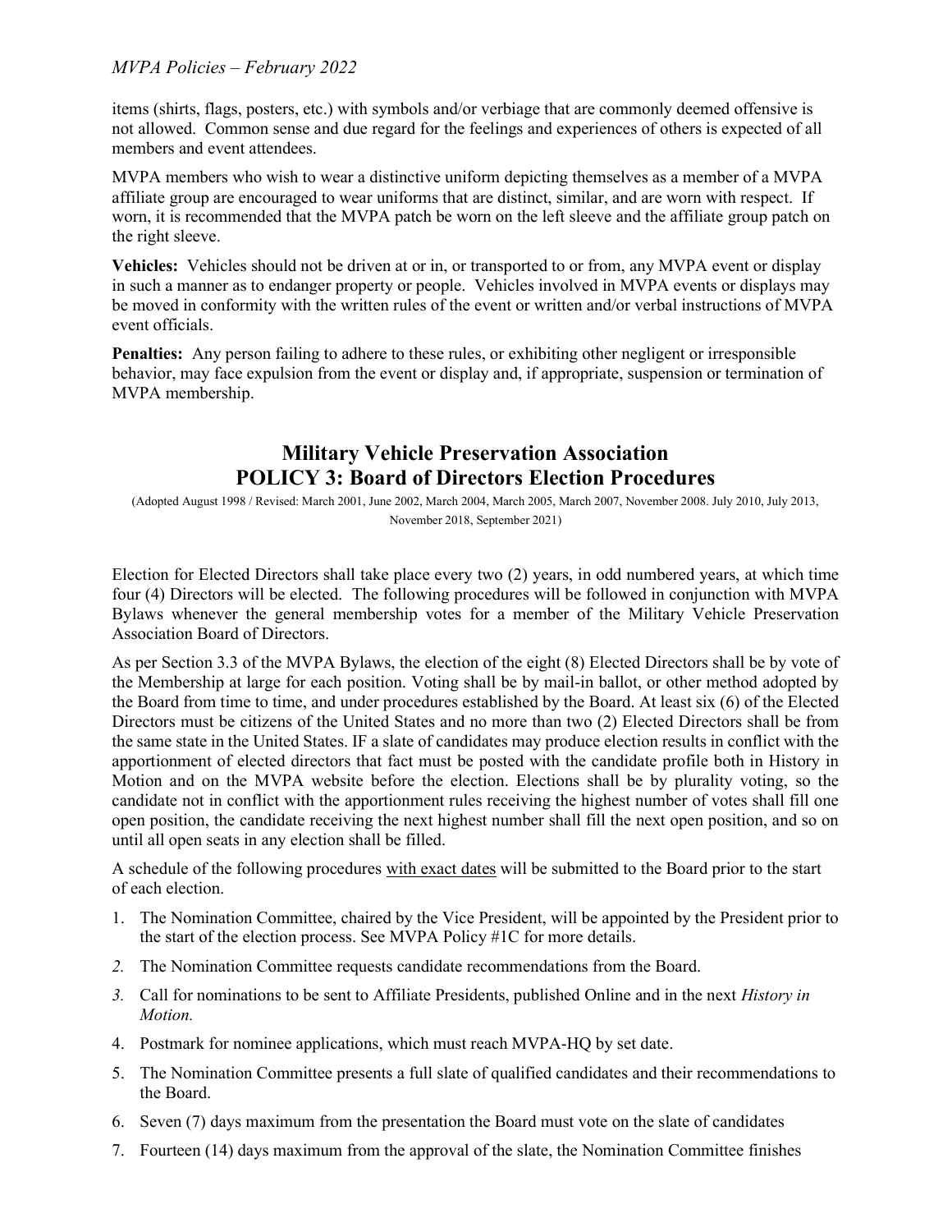items (shirts, flags, posters, etc.) with symbols and/or verbiage that are commonly deemed offensive is not allowed. Common sense and due regard for the feelings and experiences of others is expected of all members and event attendees.

MVPA members who wish to wear a distinctive uniform depicting themselves as a member of a MVPA affiliate group are encouraged to wear uniforms that are distinct, similar, and are worn with respect. If worn, it is recommended that the MVPA patch be worn on the left sleeve and the affiliate group patch on the right sleeve.

**Vehicles:** Vehicles should not be driven at or in, or transported to or from, any MVPA event or display in such a manner as to endanger property or people. Vehicles involved in MVPA events or displays may be moved in conformity with the written rules of the event or written and/or verbal instructions of MVPA event officials.

**Penalties:** Any person failing to adhere to these rules, or exhibiting other negligent or irresponsible behavior, may face expulsion from the event or display and, if appropriate, suspension or termination of MVPA membership.

## Military Vehicle Preservation Association
## POLICY 3: Board of Directors Election Procedures

(Adopted August 1998 / Revised: March 2001, June 2002, March 2004, March 2005, March 2007, November 2008. July 2010, July 2013, November 2018, September 2021)

Election for Elected Directors shall take place every two (2) years, in odd numbered years, at which time four (4) Directors will be elected. The following procedures will be followed in conjunction with MVPA Bylaws whenever the general membership votes for a member of the Military Vehicle Preservation Association Board of Directors.

As per Section 3.3 of the MVPA Bylaws, the election of the eight (8) Elected Directors shall be by vote of the Membership at large for each position. Voting shall be by mail-in ballot, or other method adopted by the Board from time to time, and under procedures established by the Board. At least six (6) of the Elected Directors must be citizens of the United States and no more than two (2) Elected Directors shall be from the same state in the United States. IF a slate of candidates may produce election results in conflict with the apportionment of elected directors that fact must be posted with the candidate profile both in History in Motion and on the MVPA website before the election. Elections shall be by plurality voting, so the candidate not in conflict with the apportionment rules receiving the highest number of votes shall fill one open position, the candidate receiving the next highest number shall fill the next open position, and so on until all open seats in any election shall be filled.

A schedule of the following procedures <u>with exact dates</u> will be submitted to the Board prior to the start of each election.

1. The Nomination Committee, chaired by the Vice President, will be appointed by the President prior to the start of the election process. See MVPA Policy #1C for more details.
2. The Nomination Committee requests candidate recommendations from the Board.
3. Call for nominations to be sent to Affiliate Presidents, published Online and in the next *History in Motion.*
4. Postmark for nominee applications, which must reach MVPA-HQ by set date.
5. The Nomination Committee presents a full slate of qualified candidates and their recommendations to the Board.
6. Seven (7) days maximum from the presentation the Board must vote on the slate of candidates
7. Fourteen (14) days maximum from the approval of the slate, the Nomination Committee finishes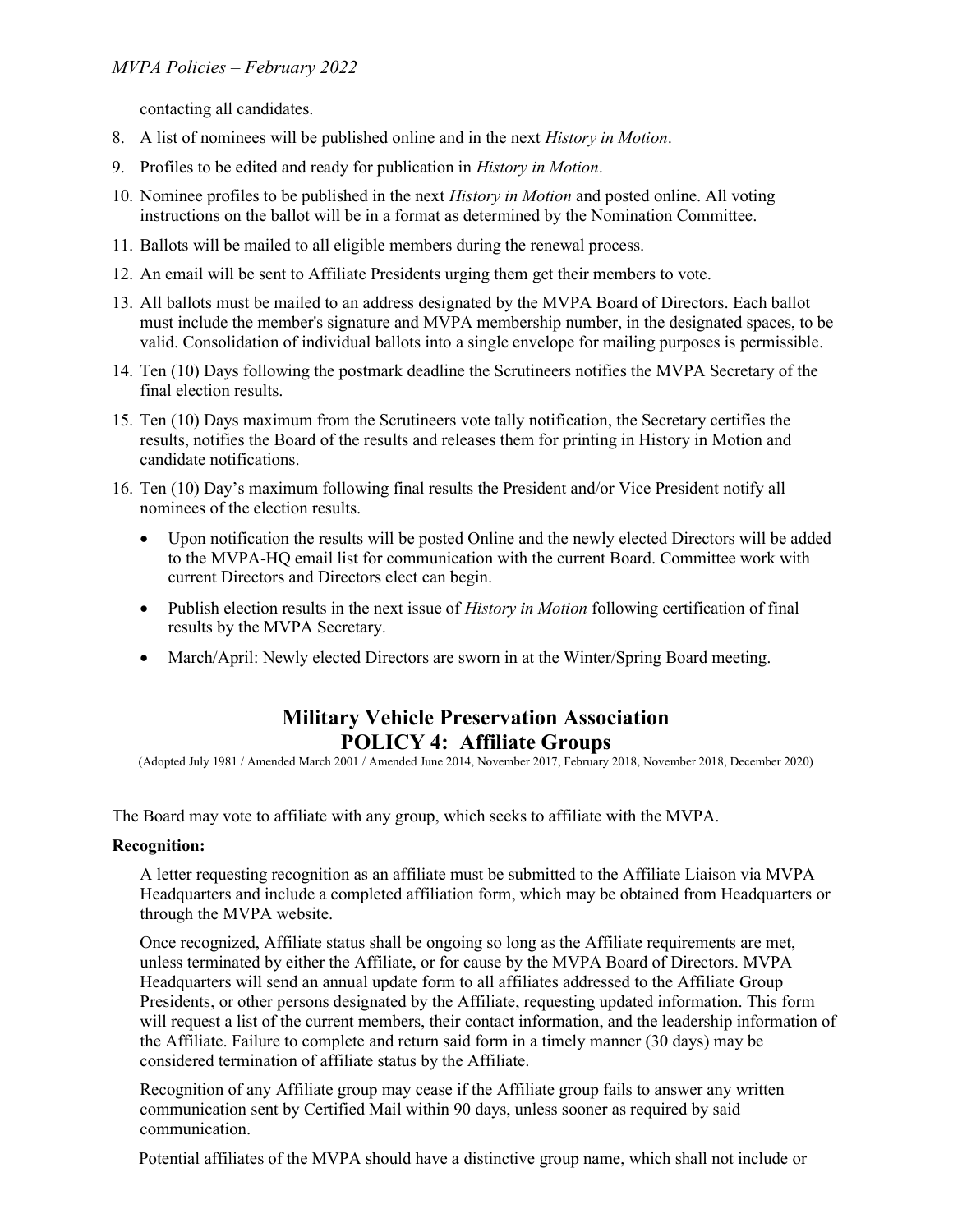contacting all candidates.

8. A list of nominees will be published online and in the next *History in Motion*.
9. Profiles to be edited and ready for publication in *History in Motion*.
10. Nominee profiles to be published in the next *History in Motion* and posted online. All voting instructions on the ballot will be in a format as determined by the Nomination Committee.
11. Ballots will be mailed to all eligible members during the renewal process.
12. An email will be sent to Affiliate Presidents urging them get their members to vote.
13. All ballots must be mailed to an address designated by the MVPA Board of Directors. Each ballot must include the member's signature and MVPA membership number, in the designated spaces, to be valid. Consolidation of individual ballots into a single envelope for mailing purposes is permissible.
14. Ten (10) Days following the postmark deadline the Scrutineers notifies the MVPA Secretary of the final election results.
15. Ten (10) Days maximum from the Scrutineers vote tally notification, the Secretary certifies the results, notifies the Board of the results and releases them for printing in History in Motion and candidate notifications.
16. Ten (10) Day's maximum following final results the President and/or Vice President notify all nominees of the election results.
    - Upon notification the results will be posted Online and the newly elected Directors will be added to the MVPA-HQ email list for communication with the current Board. Committee work with current Directors and Directors elect can begin.
    - Publish election results in the next issue of *History in Motion* following certification of final results by the MVPA Secretary.
    - March/April: Newly elected Directors are sworn in at the Winter/Spring Board meeting.

# Military Vehicle Preservation Association
# POLICY 4: Affiliate Groups

(Adopted July 1981 / Amended March 2001 / Amended June 2014, November 2017, February 2018, November 2018, December 2020)

The Board may vote to affiliate with any group, which seeks to affiliate with the MVPA.

**Recognition:**

A letter requesting recognition as an affiliate must be submitted to the Affiliate Liaison via MVPA Headquarters and include a completed affiliation form, which may be obtained from Headquarters or through the MVPA website.

Once recognized, Affiliate status shall be ongoing so long as the Affiliate requirements are met, unless terminated by either the Affiliate, or for cause by the MVPA Board of Directors. MVPA Headquarters will send an annual update form to all affiliates addressed to the Affiliate Group Presidents, or other persons designated by the Affiliate, requesting updated information. This form will request a list of the current members, their contact information, and the leadership information of the Affiliate. Failure to complete and return said form in a timely manner (30 days) may be considered termination of affiliate status by the Affiliate.

Recognition of any Affiliate group may cease if the Affiliate group fails to answer any written communication sent by Certified Mail within 90 days, unless sooner as required by said communication.

Potential affiliates of the MVPA should have a distinctive group name, which shall not include or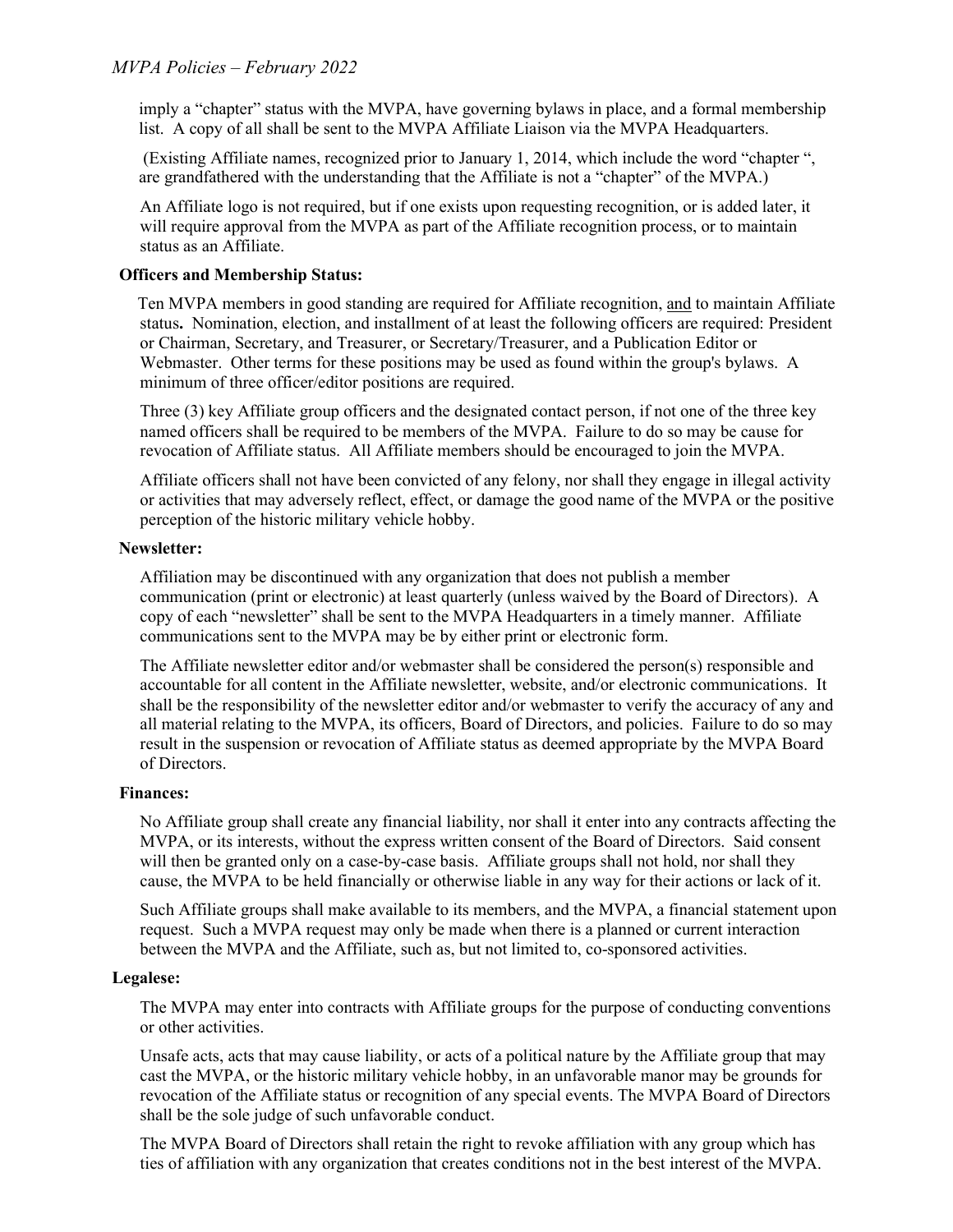imply a "chapter" status with the MVPA, have governing bylaws in place, and a formal membership list. A copy of all shall be sent to the MVPA Affiliate Liaison via the MVPA Headquarters.

(Existing Affiliate names, recognized prior to January 1, 2014, which include the word "chapter ", are grandfathered with the understanding that the Affiliate is not a "chapter" of the MVPA.)

An Affiliate logo is not required, but if one exists upon requesting recognition, or is added later, it will require approval from the MVPA as part of the Affiliate recognition process, or to maintain status as an Affiliate.

**Officers and Membership Status:**

Ten MVPA members in good standing are required for Affiliate recognition, <u>and</u> to maintain Affiliate status**.** Nomination, election, and installment of at least the following officers are required: President or Chairman, Secretary, and Treasurer, or Secretary/Treasurer, and a Publication Editor or Webmaster. Other terms for these positions may be used as found within the group's bylaws. A minimum of three officer/editor positions are required.

Three (3) key Affiliate group officers and the designated contact person, if not one of the three key named officers shall be required to be members of the MVPA. Failure to do so may be cause for revocation of Affiliate status. All Affiliate members should be encouraged to join the MVPA.

Affiliate officers shall not have been convicted of any felony, nor shall they engage in illegal activity or activities that may adversely reflect, effect, or damage the good name of the MVPA or the positive perception of the historic military vehicle hobby.

**Newsletter:**

Affiliation may be discontinued with any organization that does not publish a member communication (print or electronic) at least quarterly (unless waived by the Board of Directors). A copy of each "newsletter" shall be sent to the MVPA Headquarters in a timely manner. Affiliate communications sent to the MVPA may be by either print or electronic form.

The Affiliate newsletter editor and/or webmaster shall be considered the person(s) responsible and accountable for all content in the Affiliate newsletter, website, and/or electronic communications. It shall be the responsibility of the newsletter editor and/or webmaster to verify the accuracy of any and all material relating to the MVPA, its officers, Board of Directors, and policies. Failure to do so may result in the suspension or revocation of Affiliate status as deemed appropriate by the MVPA Board of Directors.

**Finances:**

No Affiliate group shall create any financial liability, nor shall it enter into any contracts affecting the MVPA, or its interests, without the express written consent of the Board of Directors. Said consent will then be granted only on a case-by-case basis. Affiliate groups shall not hold, nor shall they cause, the MVPA to be held financially or otherwise liable in any way for their actions or lack of it.

Such Affiliate groups shall make available to its members, and the MVPA, a financial statement upon request. Such a MVPA request may only be made when there is a planned or current interaction between the MVPA and the Affiliate, such as, but not limited to, co-sponsored activities.

**Legalese:**

The MVPA may enter into contracts with Affiliate groups for the purpose of conducting conventions or other activities.

Unsafe acts, acts that may cause liability, or acts of a political nature by the Affiliate group that may cast the MVPA, or the historic military vehicle hobby, in an unfavorable manor may be grounds for revocation of the Affiliate status or recognition of any special events. The MVPA Board of Directors shall be the sole judge of such unfavorable conduct.

The MVPA Board of Directors shall retain the right to revoke affiliation with any group which has ties of affiliation with any organization that creates conditions not in the best interest of the MVPA.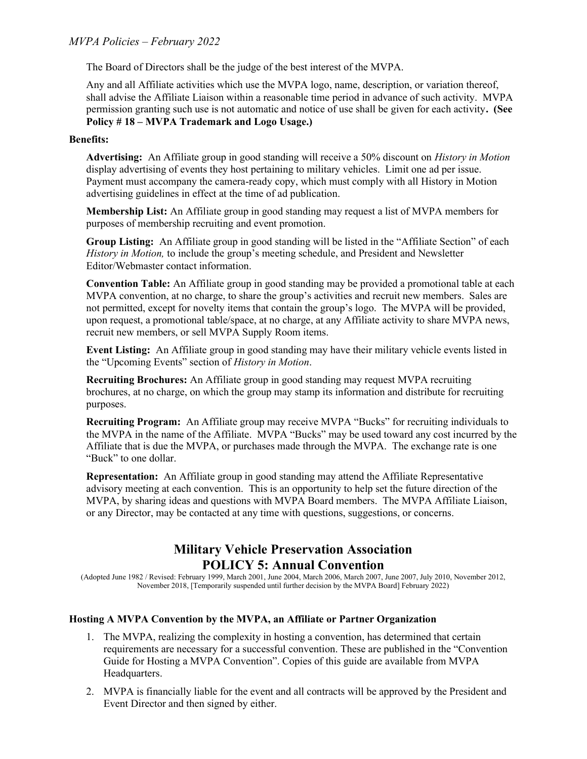The Board of Directors shall be the judge of the best interest of the MVPA.

Any and all Affiliate activities which use the MVPA logo, name, description, or variation thereof, shall advise the Affiliate Liaison within a reasonable time period in advance of such activity. MVPA permission granting such use is not automatic and notice of use shall be given for each activity**. (See Policy # 18 – MVPA Trademark and Logo Usage.)**

**Benefits:**

**Advertising:** An Affiliate group in good standing will receive a 50% discount on *History in Motion* display advertising of events they host pertaining to military vehicles. Limit one ad per issue. Payment must accompany the camera-ready copy, which must comply with all History in Motion advertising guidelines in effect at the time of ad publication.

**Membership List:** An Affiliate group in good standing may request a list of MVPA members for purposes of membership recruiting and event promotion.

**Group Listing:** An Affiliate group in good standing will be listed in the "Affiliate Section" of each *History in Motion,* to include the group's meeting schedule, and President and Newsletter Editor/Webmaster contact information.

**Convention Table:** An Affiliate group in good standing may be provided a promotional table at each MVPA convention, at no charge, to share the group's activities and recruit new members. Sales are not permitted, except for novelty items that contain the group's logo. The MVPA will be provided, upon request, a promotional table/space, at no charge, at any Affiliate activity to share MVPA news, recruit new members, or sell MVPA Supply Room items.

**Event Listing:** An Affiliate group in good standing may have their military vehicle events listed in the "Upcoming Events" section of *History in Motion*.

**Recruiting Brochures:** An Affiliate group in good standing may request MVPA recruiting brochures, at no charge, on which the group may stamp its information and distribute for recruiting purposes.

**Recruiting Program:** An Affiliate group may receive MVPA "Bucks" for recruiting individuals to the MVPA in the name of the Affiliate. MVPA "Bucks" may be used toward any cost incurred by the Affiliate that is due the MVPA, or purchases made through the MVPA. The exchange rate is one "Buck" to one dollar.

**Representation:** An Affiliate group in good standing may attend the Affiliate Representative advisory meeting at each convention. This is an opportunity to help set the future direction of the MVPA, by sharing ideas and questions with MVPA Board members. The MVPA Affiliate Liaison, or any Director, may be contacted at any time with questions, suggestions, or concerns.

# Military Vehicle Preservation Association
# POLICY 5: Annual Convention

(Adopted June 1982 / Revised: February 1999, March 2001, June 2004, March 2006, March 2007, June 2007, July 2010, November 2012, November 2018, [Temporarily suspended until further decision by the MVPA Board] February 2022)

### Hosting A MVPA Convention by the MVPA, an Affiliate or Partner Organization

1. The MVPA, realizing the complexity in hosting a convention, has determined that certain requirements are necessary for a successful convention. These are published in the "Convention Guide for Hosting a MVPA Convention". Copies of this guide are available from MVPA Headquarters.
2. MVPA is financially liable for the event and all contracts will be approved by the President and Event Director and then signed by either.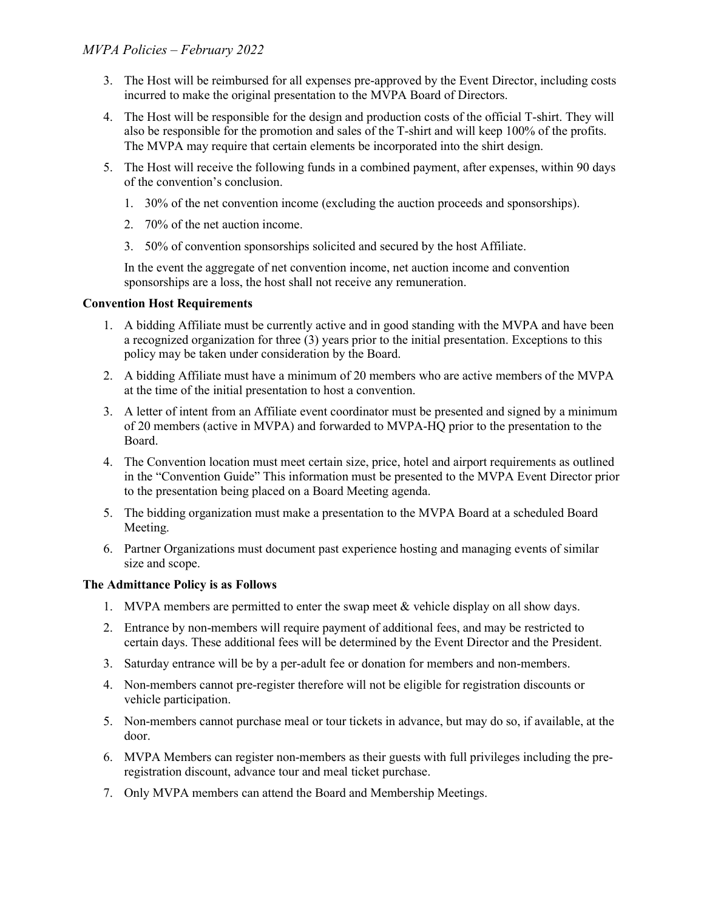3. The Host will be reimbursed for all expenses pre-approved by the Event Director, including costs incurred to make the original presentation to the MVPA Board of Directors.
4. The Host will be responsible for the design and production costs of the official T-shirt. They will also be responsible for the promotion and sales of the T-shirt and will keep 100% of the profits. The MVPA may require that certain elements be incorporated into the shirt design.
5. The Host will receive the following funds in a combined payment, after expenses, within 90 days of the convention's conclusion.
   1. 30% of the net convention income (excluding the auction proceeds and sponsorships).
   2. 70% of the net auction income.
   3. 50% of convention sponsorships solicited and secured by the host Affiliate.

   In the event the aggregate of net convention income, net auction income and convention sponsorships are a loss, the host shall not receive any remuneration.

**Convention Host Requirements**

1. A bidding Affiliate must be currently active and in good standing with the MVPA and have been a recognized organization for three (3) years prior to the initial presentation. Exceptions to this policy may be taken under consideration by the Board.
2. A bidding Affiliate must have a minimum of 20 members who are active members of the MVPA at the time of the initial presentation to host a convention.
3. A letter of intent from an Affiliate event coordinator must be presented and signed by a minimum of 20 members (active in MVPA) and forwarded to MVPA-HQ prior to the presentation to the Board.
4. The Convention location must meet certain size, price, hotel and airport requirements as outlined in the "Convention Guide" This information must be presented to the MVPA Event Director prior to the presentation being placed on a Board Meeting agenda.
5. The bidding organization must make a presentation to the MVPA Board at a scheduled Board Meeting.
6. Partner Organizations must document past experience hosting and managing events of similar size and scope.

**The Admittance Policy is as Follows**

1. MVPA members are permitted to enter the swap meet & vehicle display on all show days.
2. Entrance by non-members will require payment of additional fees, and may be restricted to certain days. These additional fees will be determined by the Event Director and the President.
3. Saturday entrance will be by a per-adult fee or donation for members and non-members.
4. Non-members cannot pre-register therefore will not be eligible for registration discounts or vehicle participation.
5. Non-members cannot purchase meal or tour tickets in advance, but may do so, if available, at the door.
6. MVPA Members can register non-members as their guests with full privileges including the pre-registration discount, advance tour and meal ticket purchase.
7. Only MVPA members can attend the Board and Membership Meetings.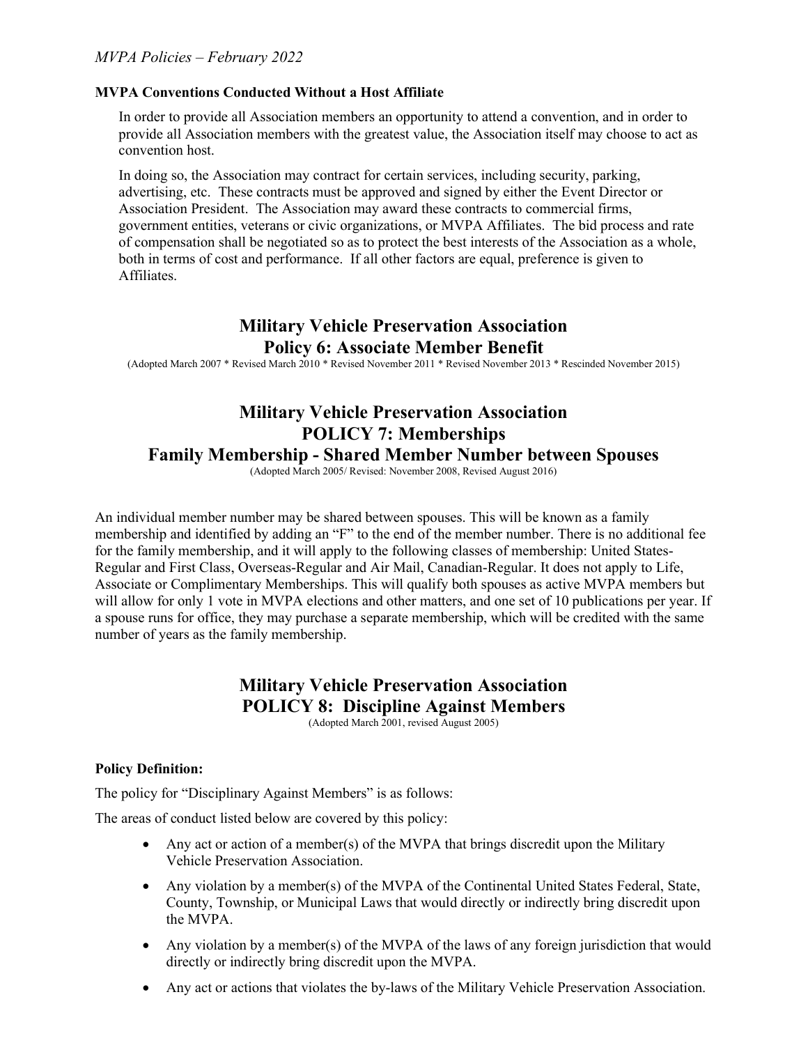**MVPA Conventions Conducted Without a Host Affiliate**

In order to provide all Association members an opportunity to attend a convention, and in order to provide all Association members with the greatest value, the Association itself may choose to act as convention host.

In doing so, the Association may contract for certain services, including security, parking, advertising, etc. These contracts must be approved and signed by either the Event Director or Association President. The Association may award these contracts to commercial firms, government entities, veterans or civic organizations, or MVPA Affiliates. The bid process and rate of compensation shall be negotiated so as to protect the best interests of the Association as a whole, both in terms of cost and performance. If all other factors are equal, preference is given to Affiliates.

## Military Vehicle Preservation Association
## Policy 6: Associate Member Benefit

(Adopted March 2007 * Revised March 2010 * Revised November 2011 * Revised November 2013 * Rescinded November 2015)

## Military Vehicle Preservation Association
## POLICY 7: Memberships
## Family Membership - Shared Member Number between Spouses

(Adopted March 2005/ Revised: November 2008, Revised August 2016)

An individual member number may be shared between spouses. This will be known as a family membership and identified by adding an "F" to the end of the member number. There is no additional fee for the family membership, and it will apply to the following classes of membership: United States-Regular and First Class, Overseas-Regular and Air Mail, Canadian-Regular. It does not apply to Life, Associate or Complimentary Memberships. This will qualify both spouses as active MVPA members but will allow for only 1 vote in MVPA elections and other matters, and one set of 10 publications per year. If a spouse runs for office, they may purchase a separate membership, which will be credited with the same number of years as the family membership.

## Military Vehicle Preservation Association
## POLICY 8: Discipline Against Members

(Adopted March 2001, revised August 2005)

**Policy Definition:**

The policy for "Disciplinary Against Members" is as follows:

The areas of conduct listed below are covered by this policy:

- Any act or action of a member(s) of the MVPA that brings discredit upon the Military Vehicle Preservation Association.
- Any violation by a member(s) of the MVPA of the Continental United States Federal, State, County, Township, or Municipal Laws that would directly or indirectly bring discredit upon the MVPA.
- Any violation by a member(s) of the MVPA of the laws of any foreign jurisdiction that would directly or indirectly bring discredit upon the MVPA.
- Any act or actions that violates the by-laws of the Military Vehicle Preservation Association.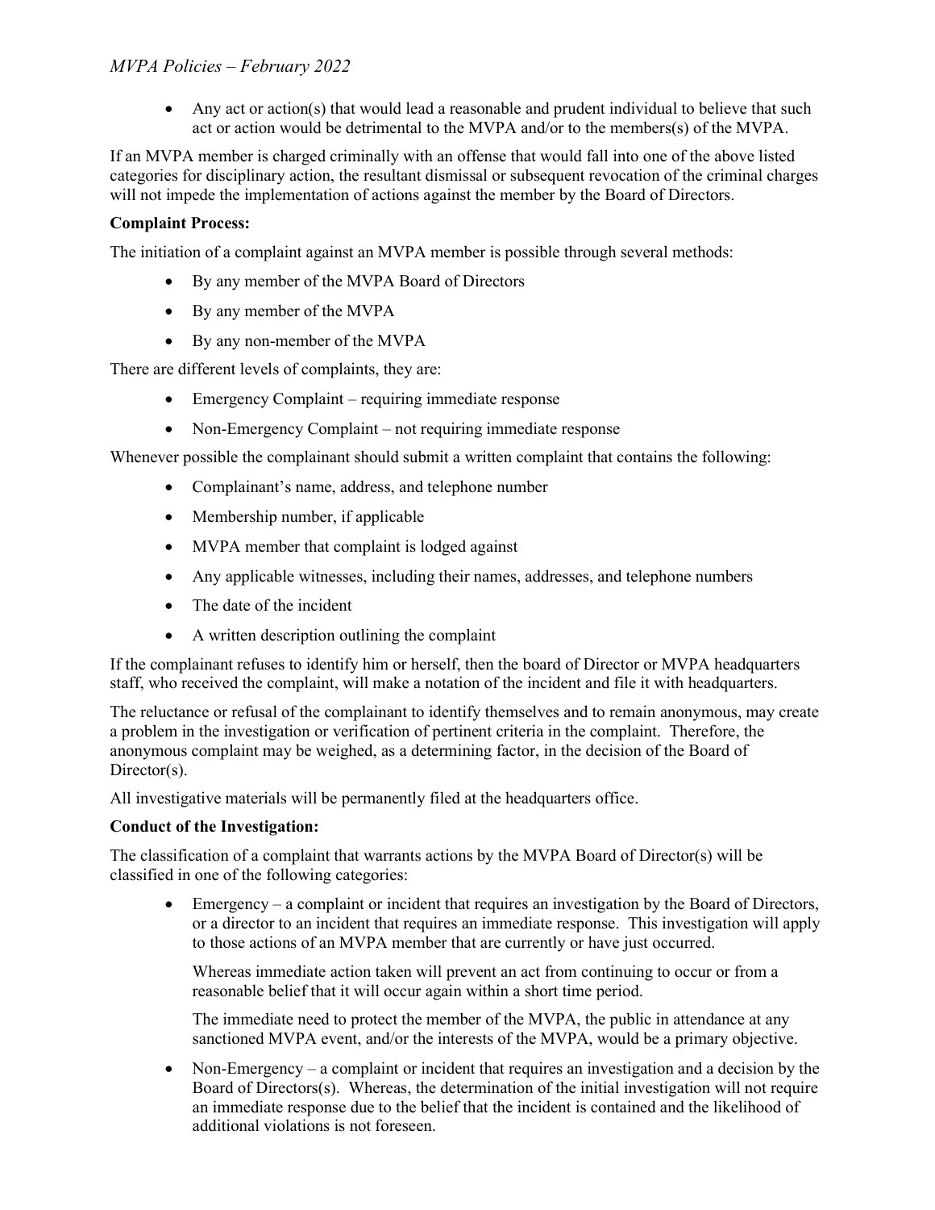- Any act or action(s) that would lead a reasonable and prudent individual to believe that such act or action would be detrimental to the MVPA and/or to the members(s) of the MVPA.

If an MVPA member is charged criminally with an offense that would fall into one of the above listed categories for disciplinary action, the resultant dismissal or subsequent revocation of the criminal charges will not impede the implementation of actions against the member by the Board of Directors.

**Complaint Process:**

The initiation of a complaint against an MVPA member is possible through several methods:

- By any member of the MVPA Board of Directors
- By any member of the MVPA
- By any non-member of the MVPA

There are different levels of complaints, they are:

- Emergency Complaint – requiring immediate response
- Non-Emergency Complaint – not requiring immediate response

Whenever possible the complainant should submit a written complaint that contains the following:

- Complainant's name, address, and telephone number
- Membership number, if applicable
- MVPA member that complaint is lodged against
- Any applicable witnesses, including their names, addresses, and telephone numbers
- The date of the incident
- A written description outlining the complaint

If the complainant refuses to identify him or herself, then the board of Director or MVPA headquarters staff, who received the complaint, will make a notation of the incident and file it with headquarters.

The reluctance or refusal of the complainant to identify themselves and to remain anonymous, may create a problem in the investigation or verification of pertinent criteria in the complaint. Therefore, the anonymous complaint may be weighed, as a determining factor, in the decision of the Board of Director(s).

All investigative materials will be permanently filed at the headquarters office.

**Conduct of the Investigation:**

The classification of a complaint that warrants actions by the MVPA Board of Director(s) will be classified in one of the following categories:

- Emergency – a complaint or incident that requires an investigation by the Board of Directors, or a director to an incident that requires an immediate response. This investigation will apply to those actions of an MVPA member that are currently or have just occurred.

  Whereas immediate action taken will prevent an act from continuing to occur or from a reasonable belief that it will occur again within a short time period.

  The immediate need to protect the member of the MVPA, the public in attendance at any sanctioned MVPA event, and/or the interests of the MVPA, would be a primary objective.

- Non-Emergency – a complaint or incident that requires an investigation and a decision by the Board of Directors(s). Whereas, the determination of the initial investigation will not require an immediate response due to the belief that the incident is contained and the likelihood of additional violations is not foreseen.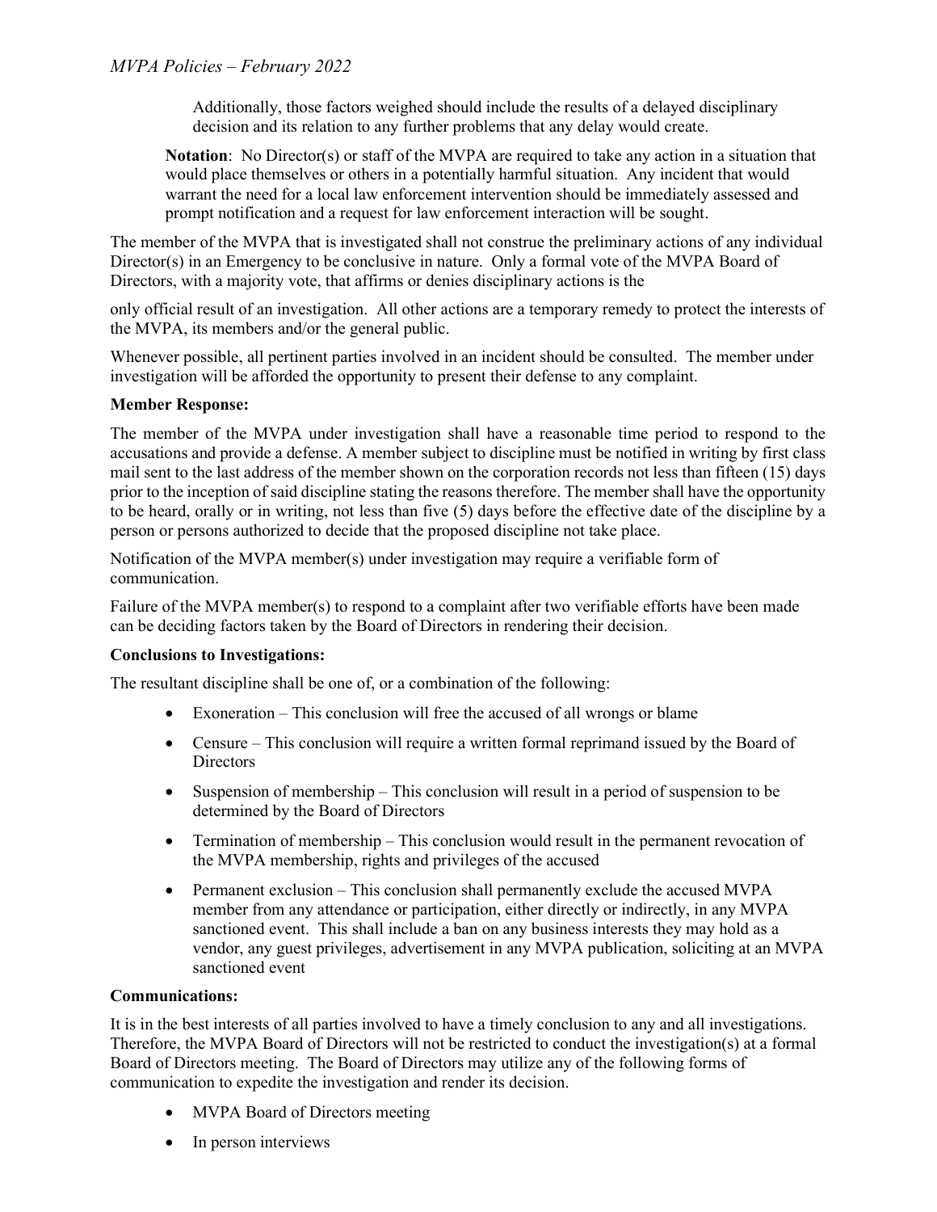Additionally, those factors weighed should include the results of a delayed disciplinary decision and its relation to any further problems that any delay would create.

**Notation**: No Director(s) or staff of the MVPA are required to take any action in a situation that would place themselves or others in a potentially harmful situation. Any incident that would warrant the need for a local law enforcement intervention should be immediately assessed and prompt notification and a request for law enforcement interaction will be sought.

The member of the MVPA that is investigated shall not construe the preliminary actions of any individual Director(s) in an Emergency to be conclusive in nature. Only a formal vote of the MVPA Board of Directors, with a majority vote, that affirms or denies disciplinary actions is the only official result of an investigation. All other actions are a temporary remedy to protect the interests of the MVPA, its members and/or the general public.

Whenever possible, all pertinent parties involved in an incident should be consulted. The member under investigation will be afforded the opportunity to present their defense to any complaint.

**Member Response:**

The member of the MVPA under investigation shall have a reasonable time period to respond to the accusations and provide a defense. A member subject to discipline must be notified in writing by first class mail sent to the last address of the member shown on the corporation records not less than fifteen (15) days prior to the inception of said discipline stating the reasons therefore. The member shall have the opportunity to be heard, orally or in writing, not less than five (5) days before the effective date of the discipline by a person or persons authorized to decide that the proposed discipline not take place.

Notification of the MVPA member(s) under investigation may require a verifiable form of communication.

Failure of the MVPA member(s) to respond to a complaint after two verifiable efforts have been made can be deciding factors taken by the Board of Directors in rendering their decision.

**Conclusions to Investigations:**

The resultant discipline shall be one of, or a combination of the following:

- Exoneration – This conclusion will free the accused of all wrongs or blame
- Censure – This conclusion will require a written formal reprimand issued by the Board of Directors
- Suspension of membership – This conclusion will result in a period of suspension to be determined by the Board of Directors
- Termination of membership – This conclusion would result in the permanent revocation of the MVPA membership, rights and privileges of the accused
- Permanent exclusion – This conclusion shall permanently exclude the accused MVPA member from any attendance or participation, either directly or indirectly, in any MVPA sanctioned event. This shall include a ban on any business interests they may hold as a vendor, any guest privileges, advertisement in any MVPA publication, soliciting at an MVPA sanctioned event

**Communications:**

It is in the best interests of all parties involved to have a timely conclusion to any and all investigations. Therefore, the MVPA Board of Directors will not be restricted to conduct the investigation(s) at a formal Board of Directors meeting. The Board of Directors may utilize any of the following forms of communication to expedite the investigation and render its decision.

- MVPA Board of Directors meeting
- In person interviews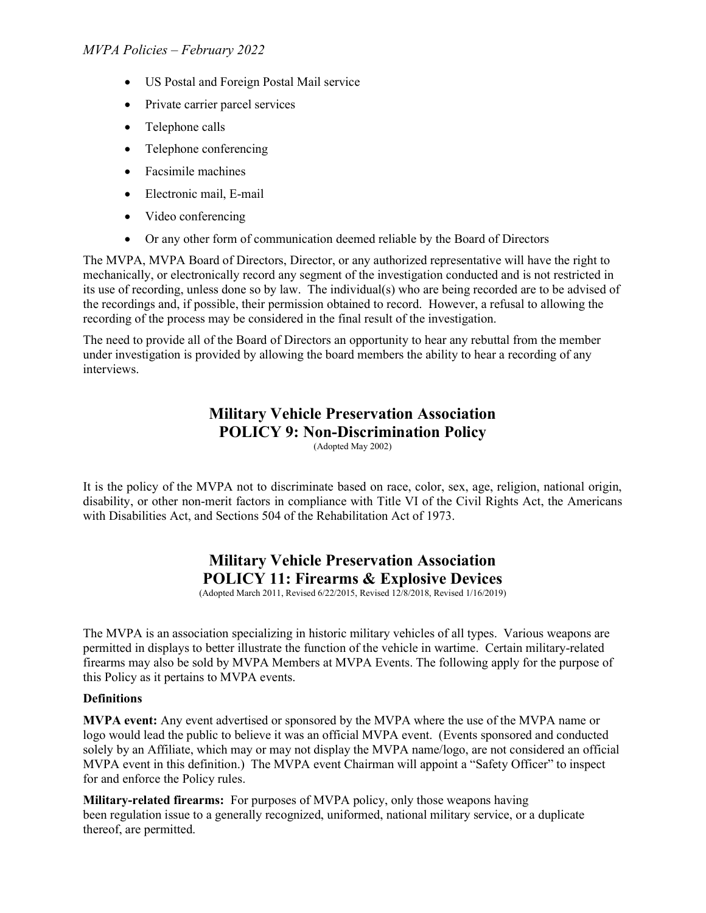- US Postal and Foreign Postal Mail service
- Private carrier parcel services
- Telephone calls
- Telephone conferencing
- Facsimile machines
- Electronic mail, E-mail
- Video conferencing
- Or any other form of communication deemed reliable by the Board of Directors

The MVPA, MVPA Board of Directors, Director, or any authorized representative will have the right to mechanically, or electronically record any segment of the investigation conducted and is not restricted in its use of recording, unless done so by law. The individual(s) who are being recorded are to be advised of the recordings and, if possible, their permission obtained to record. However, a refusal to allowing the recording of the process may be considered in the final result of the investigation.

The need to provide all of the Board of Directors an opportunity to hear any rebuttal from the member under investigation is provided by allowing the board members the ability to hear a recording of any interviews.

## Military Vehicle Preservation Association
## POLICY 9: Non-Discrimination Policy

(Adopted May 2002)

It is the policy of the MVPA not to discriminate based on race, color, sex, age, religion, national origin, disability, or other non-merit factors in compliance with Title VI of the Civil Rights Act, the Americans with Disabilities Act, and Sections 504 of the Rehabilitation Act of 1973.

## Military Vehicle Preservation Association
## POLICY 11: Firearms & Explosive Devices

(Adopted March 2011, Revised 6/22/2015, Revised 12/8/2018, Revised 1/16/2019)

The MVPA is an association specializing in historic military vehicles of all types. Various weapons are permitted in displays to better illustrate the function of the vehicle in wartime. Certain military-related firearms may also be sold by MVPA Members at MVPA Events. The following apply for the purpose of this Policy as it pertains to MVPA events.

**Definitions**

**MVPA event:** Any event advertised or sponsored by the MVPA where the use of the MVPA name or logo would lead the public to believe it was an official MVPA event. (Events sponsored and conducted solely by an Affiliate, which may or may not display the MVPA name/logo, are not considered an official MVPA event in this definition.) The MVPA event Chairman will appoint a "Safety Officer" to inspect for and enforce the Policy rules.

**Military-related firearms:** For purposes of MVPA policy, only those weapons having been regulation issue to a generally recognized, uniformed, national military service, or a duplicate thereof, are permitted.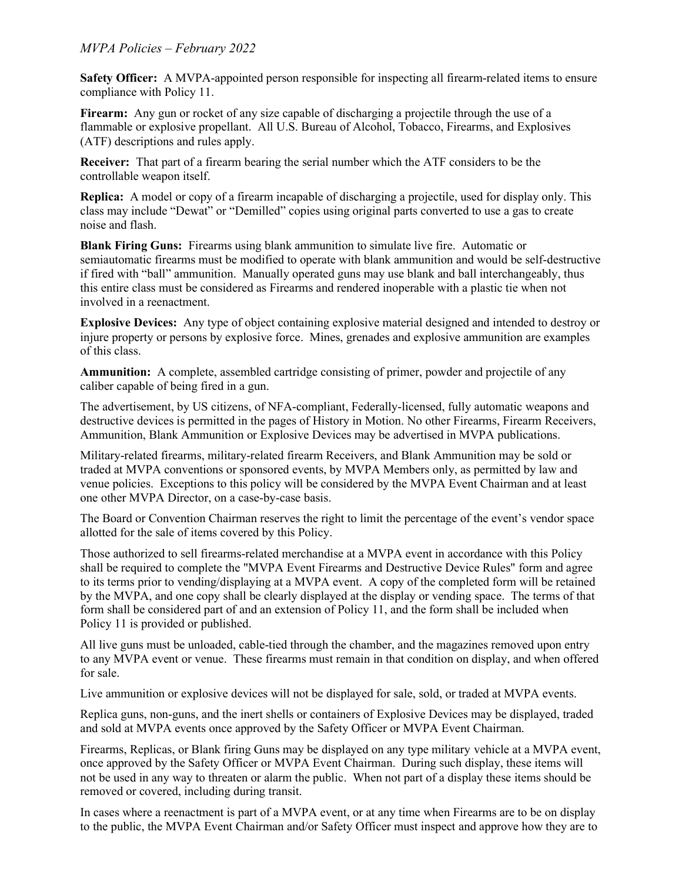**Safety Officer:** A MVPA-appointed person responsible for inspecting all firearm-related items to ensure compliance with Policy 11.

**Firearm:** Any gun or rocket of any size capable of discharging a projectile through the use of a flammable or explosive propellant. All U.S. Bureau of Alcohol, Tobacco, Firearms, and Explosives (ATF) descriptions and rules apply.

**Receiver:** That part of a firearm bearing the serial number which the ATF considers to be the controllable weapon itself.

**Replica:** A model or copy of a firearm incapable of discharging a projectile, used for display only. This class may include "Dewat" or "Demilled" copies using original parts converted to use a gas to create noise and flash.

**Blank Firing Guns:** Firearms using blank ammunition to simulate live fire. Automatic or semiautomatic firearms must be modified to operate with blank ammunition and would be self-destructive if fired with "ball" ammunition. Manually operated guns may use blank and ball interchangeably, thus this entire class must be considered as Firearms and rendered inoperable with a plastic tie when not involved in a reenactment.

**Explosive Devices:** Any type of object containing explosive material designed and intended to destroy or injure property or persons by explosive force. Mines, grenades and explosive ammunition are examples of this class.

**Ammunition:** A complete, assembled cartridge consisting of primer, powder and projectile of any caliber capable of being fired in a gun.

The advertisement, by US citizens, of NFA-compliant, Federally-licensed, fully automatic weapons and destructive devices is permitted in the pages of History in Motion. No other Firearms, Firearm Receivers, Ammunition, Blank Ammunition or Explosive Devices may be advertised in MVPA publications.

Military-related firearms, military-related firearm Receivers, and Blank Ammunition may be sold or traded at MVPA conventions or sponsored events, by MVPA Members only, as permitted by law and venue policies. Exceptions to this policy will be considered by the MVPA Event Chairman and at least one other MVPA Director, on a case-by-case basis.

The Board or Convention Chairman reserves the right to limit the percentage of the event's vendor space allotted for the sale of items covered by this Policy.

Those authorized to sell firearms-related merchandise at a MVPA event in accordance with this Policy shall be required to complete the "MVPA Event Firearms and Destructive Device Rules" form and agree to its terms prior to vending/displaying at a MVPA event. A copy of the completed form will be retained by the MVPA, and one copy shall be clearly displayed at the display or vending space. The terms of that form shall be considered part of and an extension of Policy 11, and the form shall be included when Policy 11 is provided or published.

All live guns must be unloaded, cable-tied through the chamber, and the magazines removed upon entry to any MVPA event or venue. These firearms must remain in that condition on display, and when offered for sale.

Live ammunition or explosive devices will not be displayed for sale, sold, or traded at MVPA events.

Replica guns, non-guns, and the inert shells or containers of Explosive Devices may be displayed, traded and sold at MVPA events once approved by the Safety Officer or MVPA Event Chairman.

Firearms, Replicas, or Blank firing Guns may be displayed on any type military vehicle at a MVPA event, once approved by the Safety Officer or MVPA Event Chairman. During such display, these items will not be used in any way to threaten or alarm the public. When not part of a display these items should be removed or covered, including during transit.

In cases where a reenactment is part of a MVPA event, or at any time when Firearms are to be on display to the public, the MVPA Event Chairman and/or Safety Officer must inspect and approve how they are to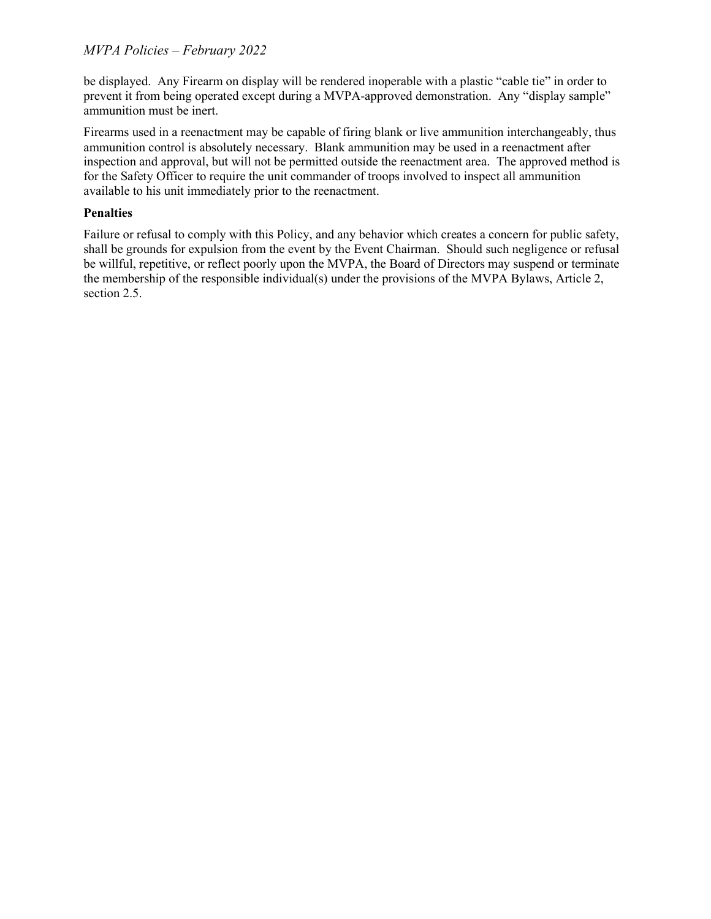be displayed. Any Firearm on display will be rendered inoperable with a plastic "cable tie" in order to prevent it from being operated except during a MVPA-approved demonstration. Any "display sample" ammunition must be inert.

Firearms used in a reenactment may be capable of firing blank or live ammunition interchangeably, thus ammunition control is absolutely necessary. Blank ammunition may be used in a reenactment after inspection and approval, but will not be permitted outside the reenactment area. The approved method is for the Safety Officer to require the unit commander of troops involved to inspect all ammunition available to his unit immediately prior to the reenactment.

**Penalties**

Failure or refusal to comply with this Policy, and any behavior which creates a concern for public safety, shall be grounds for expulsion from the event by the Event Chairman. Should such negligence or refusal be willful, repetitive, or reflect poorly upon the MVPA, the Board of Directors may suspend or terminate the membership of the responsible individual(s) under the provisions of the MVPA Bylaws, Article 2, section 2.5.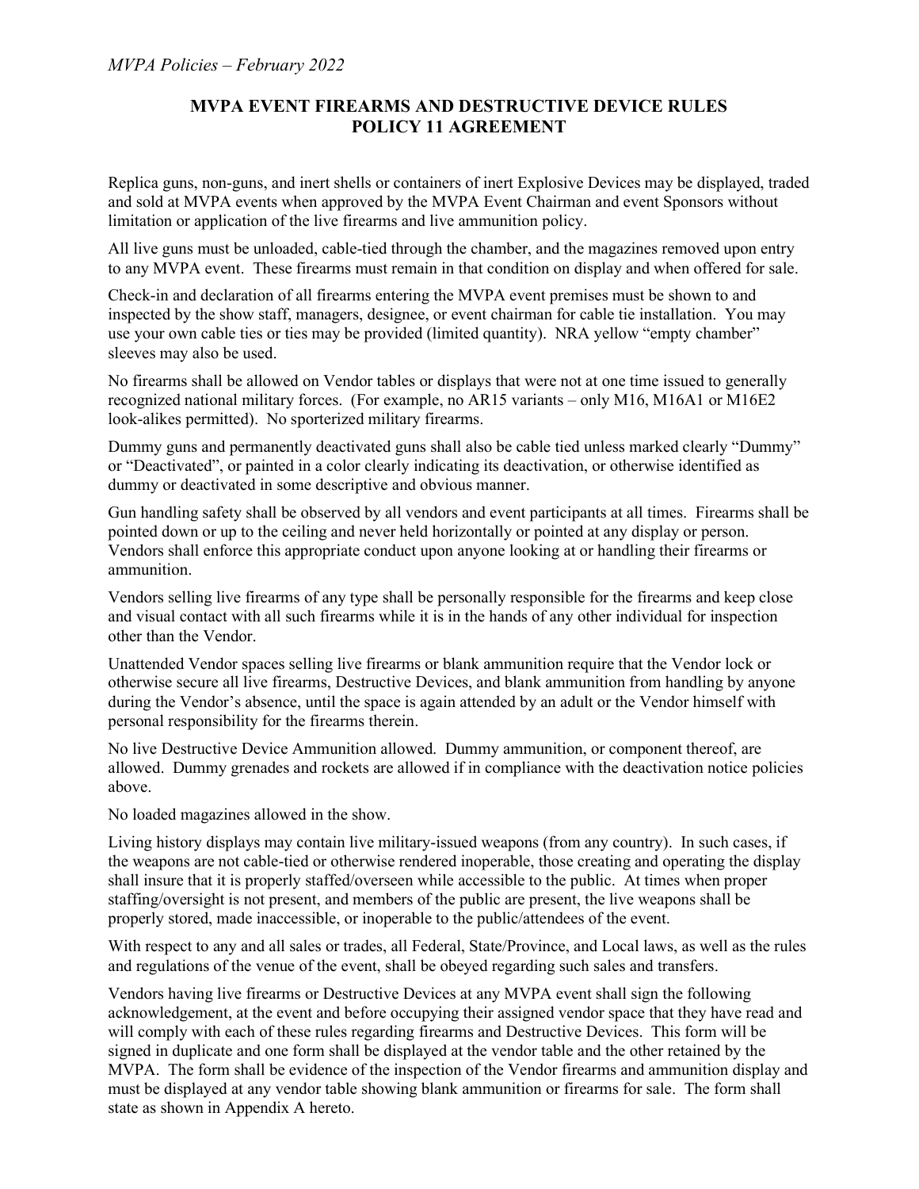## MVPA EVENT FIREARMS AND DESTRUCTIVE DEVICE RULES POLICY 11 AGREEMENT

Replica guns, non-guns, and inert shells or containers of inert Explosive Devices may be displayed, traded and sold at MVPA events when approved by the MVPA Event Chairman and event Sponsors without limitation or application of the live firearms and live ammunition policy.

All live guns must be unloaded, cable-tied through the chamber, and the magazines removed upon entry to any MVPA event. These firearms must remain in that condition on display and when offered for sale.

Check-in and declaration of all firearms entering the MVPA event premises must be shown to and inspected by the show staff, managers, designee, or event chairman for cable tie installation. You may use your own cable ties or ties may be provided (limited quantity). NRA yellow "empty chamber" sleeves may also be used.

No firearms shall be allowed on Vendor tables or displays that were not at one time issued to generally recognized national military forces. (For example, no AR15 variants – only M16, M16A1 or M16E2 look-alikes permitted). No sporterized military firearms.

Dummy guns and permanently deactivated guns shall also be cable tied unless marked clearly "Dummy" or "Deactivated", or painted in a color clearly indicating its deactivation, or otherwise identified as dummy or deactivated in some descriptive and obvious manner.

Gun handling safety shall be observed by all vendors and event participants at all times. Firearms shall be pointed down or up to the ceiling and never held horizontally or pointed at any display or person. Vendors shall enforce this appropriate conduct upon anyone looking at or handling their firearms or ammunition.

Vendors selling live firearms of any type shall be personally responsible for the firearms and keep close and visual contact with all such firearms while it is in the hands of any other individual for inspection other than the Vendor.

Unattended Vendor spaces selling live firearms or blank ammunition require that the Vendor lock or otherwise secure all live firearms, Destructive Devices, and blank ammunition from handling by anyone during the Vendor's absence, until the space is again attended by an adult or the Vendor himself with personal responsibility for the firearms therein.

No live Destructive Device Ammunition allowed. Dummy ammunition, or component thereof, are allowed. Dummy grenades and rockets are allowed if in compliance with the deactivation notice policies above.

No loaded magazines allowed in the show.

Living history displays may contain live military-issued weapons (from any country). In such cases, if the weapons are not cable-tied or otherwise rendered inoperable, those creating and operating the display shall insure that it is properly staffed/overseen while accessible to the public. At times when proper staffing/oversight is not present, and members of the public are present, the live weapons shall be properly stored, made inaccessible, or inoperable to the public/attendees of the event.

With respect to any and all sales or trades, all Federal, State/Province, and Local laws, as well as the rules and regulations of the venue of the event, shall be obeyed regarding such sales and transfers.

Vendors having live firearms or Destructive Devices at any MVPA event shall sign the following acknowledgement, at the event and before occupying their assigned vendor space that they have read and will comply with each of these rules regarding firearms and Destructive Devices. This form will be signed in duplicate and one form shall be displayed at the vendor table and the other retained by the MVPA. The form shall be evidence of the inspection of the Vendor firearms and ammunition display and must be displayed at any vendor table showing blank ammunition or firearms for sale. The form shall state as shown in Appendix A hereto.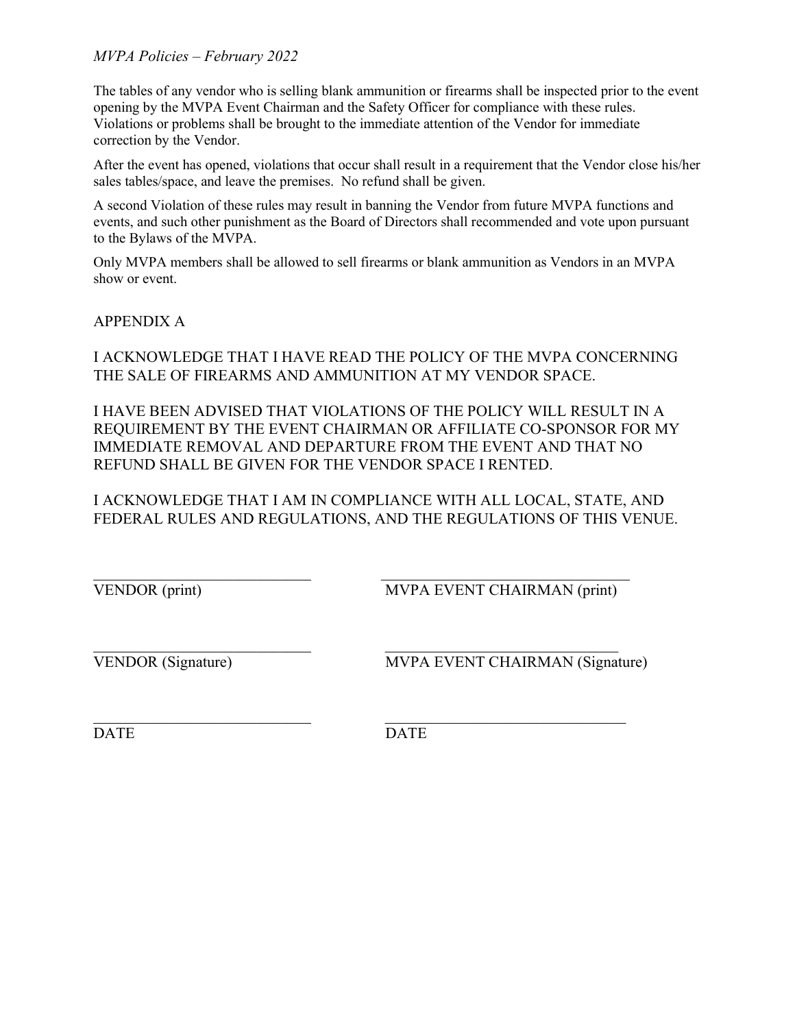The tables of any vendor who is selling blank ammunition or firearms shall be inspected prior to the event opening by the MVPA Event Chairman and the Safety Officer for compliance with these rules. Violations or problems shall be brought to the immediate attention of the Vendor for immediate correction by the Vendor.

After the event has opened, violations that occur shall result in a requirement that the Vendor close his/her sales tables/space, and leave the premises. No refund shall be given.

A second Violation of these rules may result in banning the Vendor from future MVPA functions and events, and such other punishment as the Board of Directors shall recommended and vote upon pursuant to the Bylaws of the MVPA.

Only MVPA members shall be allowed to sell firearms or blank ammunition as Vendors in an MVPA show or event.

## APPENDIX A

I ACKNOWLEDGE THAT I HAVE READ THE POLICY OF THE MVPA CONCERNING THE SALE OF FIREARMS AND AMMUNITION AT MY VENDOR SPACE.

I HAVE BEEN ADVISED THAT VIOLATIONS OF THE POLICY WILL RESULT IN A REQUIREMENT BY THE EVENT CHAIRMAN OR AFFILIATE CO-SPONSOR FOR MY IMMEDIATE REMOVAL AND DEPARTURE FROM THE EVENT AND THAT NO REFUND SHALL BE GIVEN FOR THE VENDOR SPACE I RENTED.

I ACKNOWLEDGE THAT I AM IN COMPLIANCE WITH ALL LOCAL, STATE, AND FEDERAL RULES AND REGULATIONS, AND THE REGULATIONS OF THIS VENUE.

____________________________ ________________________________
VENDOR (print) MVPA EVENT CHAIRMAN (print)

____________________________ ______________________________
VENDOR (Signature) MVPA EVENT CHAIRMAN (Signature)

____________________________ _______________________________
DATE DATE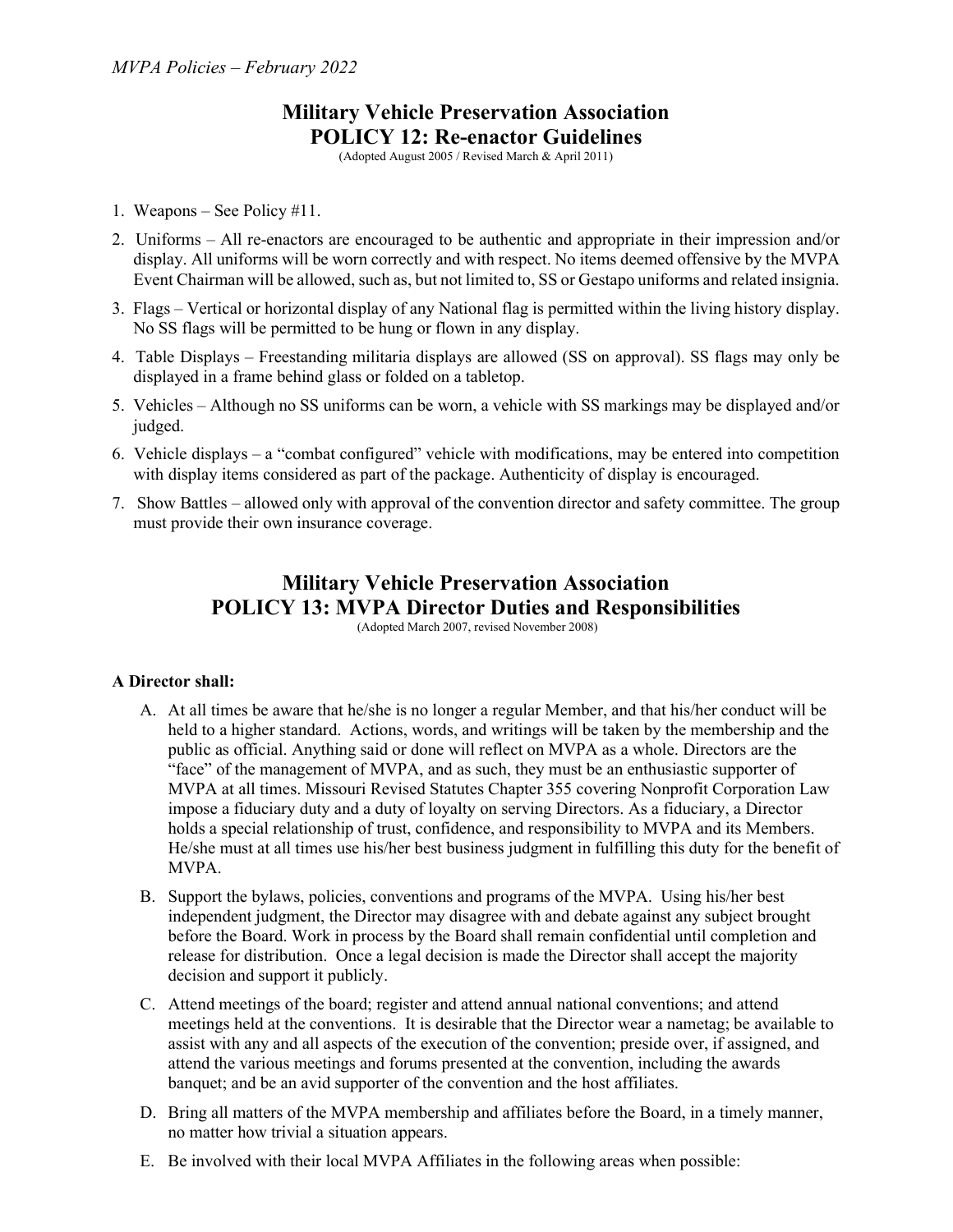# Military Vehicle Preservation Association
# POLICY 12: Re-enactor Guidelines

(Adopted August 2005 / Revised March & April 2011)

1. Weapons – See Policy #11.
2. Uniforms – All re-enactors are encouraged to be authentic and appropriate in their impression and/or display. All uniforms will be worn correctly and with respect. No items deemed offensive by the MVPA Event Chairman will be allowed, such as, but not limited to, SS or Gestapo uniforms and related insignia.
3. Flags – Vertical or horizontal display of any National flag is permitted within the living history display. No SS flags will be permitted to be hung or flown in any display.
4. Table Displays – Freestanding militaria displays are allowed (SS on approval). SS flags may only be displayed in a frame behind glass or folded on a tabletop.
5. Vehicles – Although no SS uniforms can be worn, a vehicle with SS markings may be displayed and/or judged.
6. Vehicle displays – a "combat configured" vehicle with modifications, may be entered into competition with display items considered as part of the package. Authenticity of display is encouraged.
7. Show Battles – allowed only with approval of the convention director and safety committee. The group must provide their own insurance coverage.

# Military Vehicle Preservation Association
# POLICY 13: MVPA Director Duties and Responsibilities

(Adopted March 2007, revised November 2008)

**A Director shall:**

A. At all times be aware that he/she is no longer a regular Member, and that his/her conduct will be held to a higher standard. Actions, words, and writings will be taken by the membership and the public as official. Anything said or done will reflect on MVPA as a whole. Directors are the "face" of the management of MVPA, and as such, they must be an enthusiastic supporter of MVPA at all times. Missouri Revised Statutes Chapter 355 covering Nonprofit Corporation Law impose a fiduciary duty and a duty of loyalty on serving Directors. As a fiduciary, a Director holds a special relationship of trust, confidence, and responsibility to MVPA and its Members. He/she must at all times use his/her best business judgment in fulfilling this duty for the benefit of MVPA.

B. Support the bylaws, policies, conventions and programs of the MVPA. Using his/her best independent judgment, the Director may disagree with and debate against any subject brought before the Board. Work in process by the Board shall remain confidential until completion and release for distribution. Once a legal decision is made the Director shall accept the majority decision and support it publicly.

C. Attend meetings of the board; register and attend annual national conventions; and attend meetings held at the conventions. It is desirable that the Director wear a nametag; be available to assist with any and all aspects of the execution of the convention; preside over, if assigned, and attend the various meetings and forums presented at the convention, including the awards banquet; and be an avid supporter of the convention and the host affiliates.

D. Bring all matters of the MVPA membership and affiliates before the Board, in a timely manner, no matter how trivial a situation appears.

E. Be involved with their local MVPA Affiliates in the following areas when possible: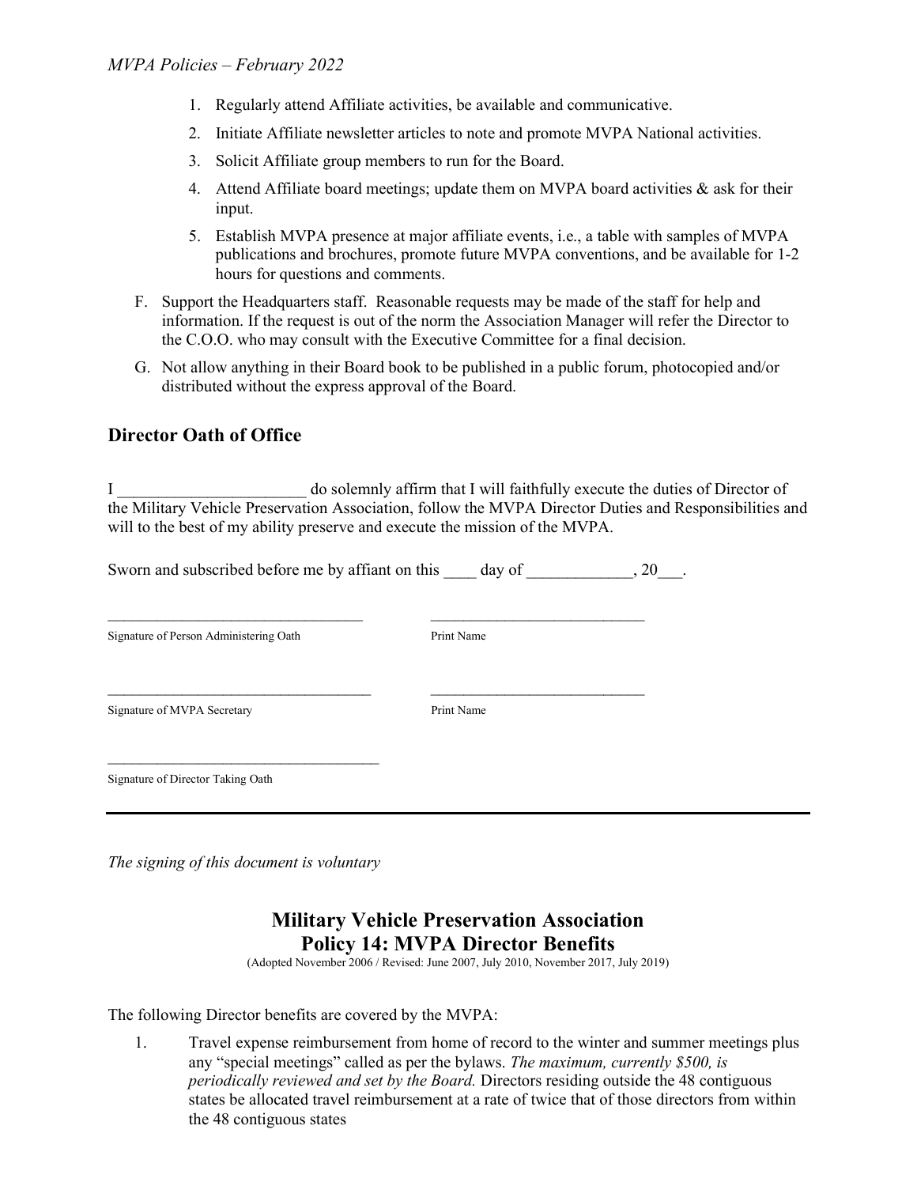1. Regularly attend Affiliate activities, be available and communicative.
2. Initiate Affiliate newsletter articles to note and promote MVPA National activities.
3. Solicit Affiliate group members to run for the Board.
4. Attend Affiliate board meetings; update them on MVPA board activities & ask for their input.
5. Establish MVPA presence at major affiliate events, i.e., a table with samples of MVPA publications and brochures, promote future MVPA conventions, and be available for 1-2 hours for questions and comments.

F. Support the Headquarters staff. Reasonable requests may be made of the staff for help and information. If the request is out of the norm the Association Manager will refer the Director to the C.O.O. who may consult with the Executive Committee for a final decision.

G. Not allow anything in their Board book to be published in a public forum, photocopied and/or distributed without the express approval of the Board.

## Director Oath of Office

I _______________________ do solemnly affirm that I will faithfully execute the duties of Director of the Military Vehicle Preservation Association, follow the MVPA Director Duties and Responsibilities and will to the best of my ability preserve and execute the mission of the MVPA.

Sworn and subscribed before me by affiant on this ____ day of _____________, 20___.

__________________________________ &nbsp;&nbsp;&nbsp;&nbsp; ____________________________

Signature of Person Administering Oath &nbsp;&nbsp;&nbsp;&nbsp; Print Name

__________________________________ &nbsp;&nbsp;&nbsp;&nbsp; ____________________________

Signature of MVPA Secretary &nbsp;&nbsp;&nbsp;&nbsp; Print Name

__________________________________

Signature of Director Taking Oath

---

*The signing of this document is voluntary*

## Military Vehicle Preservation Association
## Policy 14: MVPA Director Benefits

(Adopted November 2006 / Revised: June 2007, July 2010, November 2017, July 2019)

The following Director benefits are covered by the MVPA:

1. Travel expense reimbursement from home of record to the winter and summer meetings plus any "special meetings" called as per the bylaws. *The maximum, currently $500, is periodically reviewed and set by the Board.* Directors residing outside the 48 contiguous states be allocated travel reimbursement at a rate of twice that of those directors from within the 48 contiguous states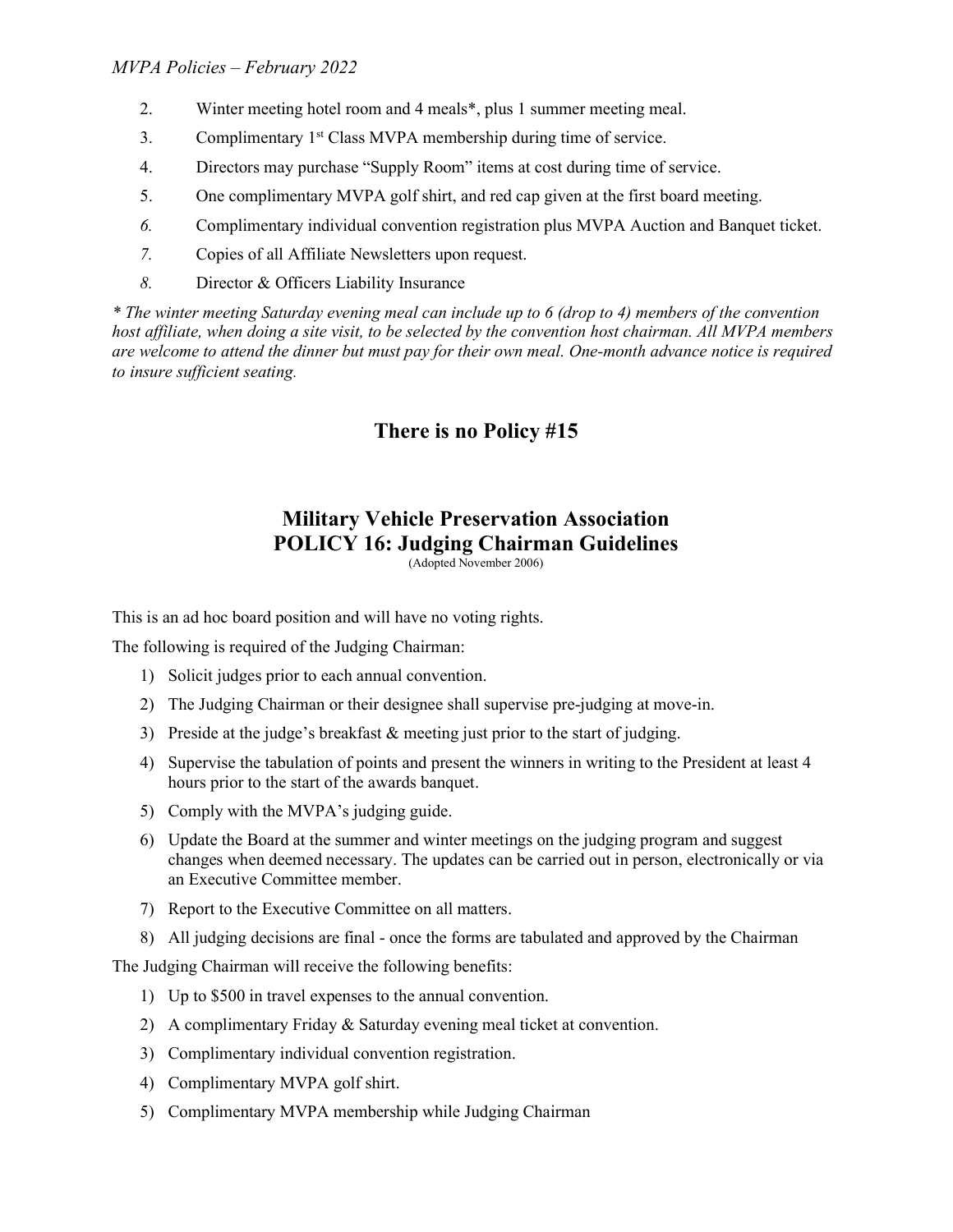2. Winter meeting hotel room and 4 meals*, plus 1 summer meeting meal.
3. Complimentary 1st Class MVPA membership during time of service.
4. Directors may purchase "Supply Room" items at cost during time of service.
5. One complimentary MVPA golf shirt, and red cap given at the first board meeting.
6. Complimentary individual convention registration plus MVPA Auction and Banquet ticket.
7. Copies of all Affiliate Newsletters upon request.
8. Director & Officers Liability Insurance

*\* The winter meeting Saturday evening meal can include up to 6 (drop to 4) members of the convention host affiliate, when doing a site visit, to be selected by the convention host chairman. All MVPA members are welcome to attend the dinner but must pay for their own meal. One-month advance notice is required to insure sufficient seating.*

## There is no Policy #15

## Military Vehicle Preservation Association
## POLICY 16: Judging Chairman Guidelines

(Adopted November 2006)

This is an ad hoc board position and will have no voting rights.

The following is required of the Judging Chairman:

1) Solicit judges prior to each annual convention.
2) The Judging Chairman or their designee shall supervise pre-judging at move-in.
3) Preside at the judge's breakfast & meeting just prior to the start of judging.
4) Supervise the tabulation of points and present the winners in writing to the President at least 4 hours prior to the start of the awards banquet.
5) Comply with the MVPA's judging guide.
6) Update the Board at the summer and winter meetings on the judging program and suggest changes when deemed necessary. The updates can be carried out in person, electronically or via an Executive Committee member.
7) Report to the Executive Committee on all matters.
8) All judging decisions are final - once the forms are tabulated and approved by the Chairman

The Judging Chairman will receive the following benefits:

1) Up to $500 in travel expenses to the annual convention.
2) A complimentary Friday & Saturday evening meal ticket at convention.
3) Complimentary individual convention registration.
4) Complimentary MVPA golf shirt.
5) Complimentary MVPA membership while Judging Chairman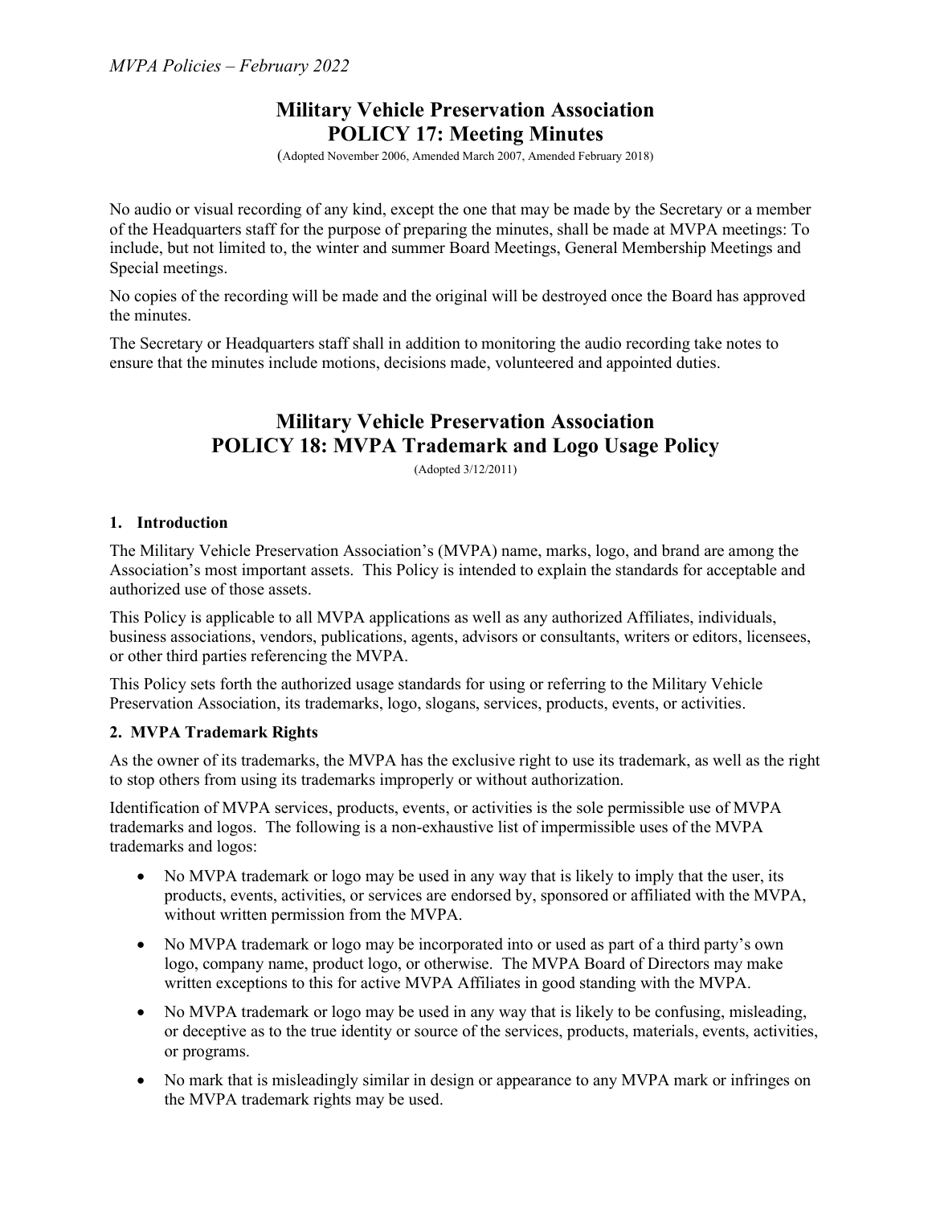# Military Vehicle Preservation Association
# POLICY 17: Meeting Minutes

(Adopted November 2006, Amended March 2007, Amended February 2018)

No audio or visual recording of any kind, except the one that may be made by the Secretary or a member of the Headquarters staff for the purpose of preparing the minutes, shall be made at MVPA meetings: To include, but not limited to, the winter and summer Board Meetings, General Membership Meetings and Special meetings.

No copies of the recording will be made and the original will be destroyed once the Board has approved the minutes.

The Secretary or Headquarters staff shall in addition to monitoring the audio recording take notes to ensure that the minutes include motions, decisions made, volunteered and appointed duties.

# Military Vehicle Preservation Association
# POLICY 18: MVPA Trademark and Logo Usage Policy

(Adopted 3/12/2011)

### 1. Introduction

The Military Vehicle Preservation Association's (MVPA) name, marks, logo, and brand are among the Association's most important assets. This Policy is intended to explain the standards for acceptable and authorized use of those assets.

This Policy is applicable to all MVPA applications as well as any authorized Affiliates, individuals, business associations, vendors, publications, agents, advisors or consultants, writers or editors, licensees, or other third parties referencing the MVPA.

This Policy sets forth the authorized usage standards for using or referring to the Military Vehicle Preservation Association, its trademarks, logo, slogans, services, products, events, or activities.

### 2. MVPA Trademark Rights

As the owner of its trademarks, the MVPA has the exclusive right to use its trademark, as well as the right to stop others from using its trademarks improperly or without authorization.

Identification of MVPA services, products, events, or activities is the sole permissible use of MVPA trademarks and logos. The following is a non-exhaustive list of impermissible uses of the MVPA trademarks and logos:

- No MVPA trademark or logo may be used in any way that is likely to imply that the user, its products, events, activities, or services are endorsed by, sponsored or affiliated with the MVPA, without written permission from the MVPA.
- No MVPA trademark or logo may be incorporated into or used as part of a third party's own logo, company name, product logo, or otherwise. The MVPA Board of Directors may make written exceptions to this for active MVPA Affiliates in good standing with the MVPA.
- No MVPA trademark or logo may be used in any way that is likely to be confusing, misleading, or deceptive as to the true identity or source of the services, products, materials, events, activities, or programs.
- No mark that is misleadingly similar in design or appearance to any MVPA mark or infringes on the MVPA trademark rights may be used.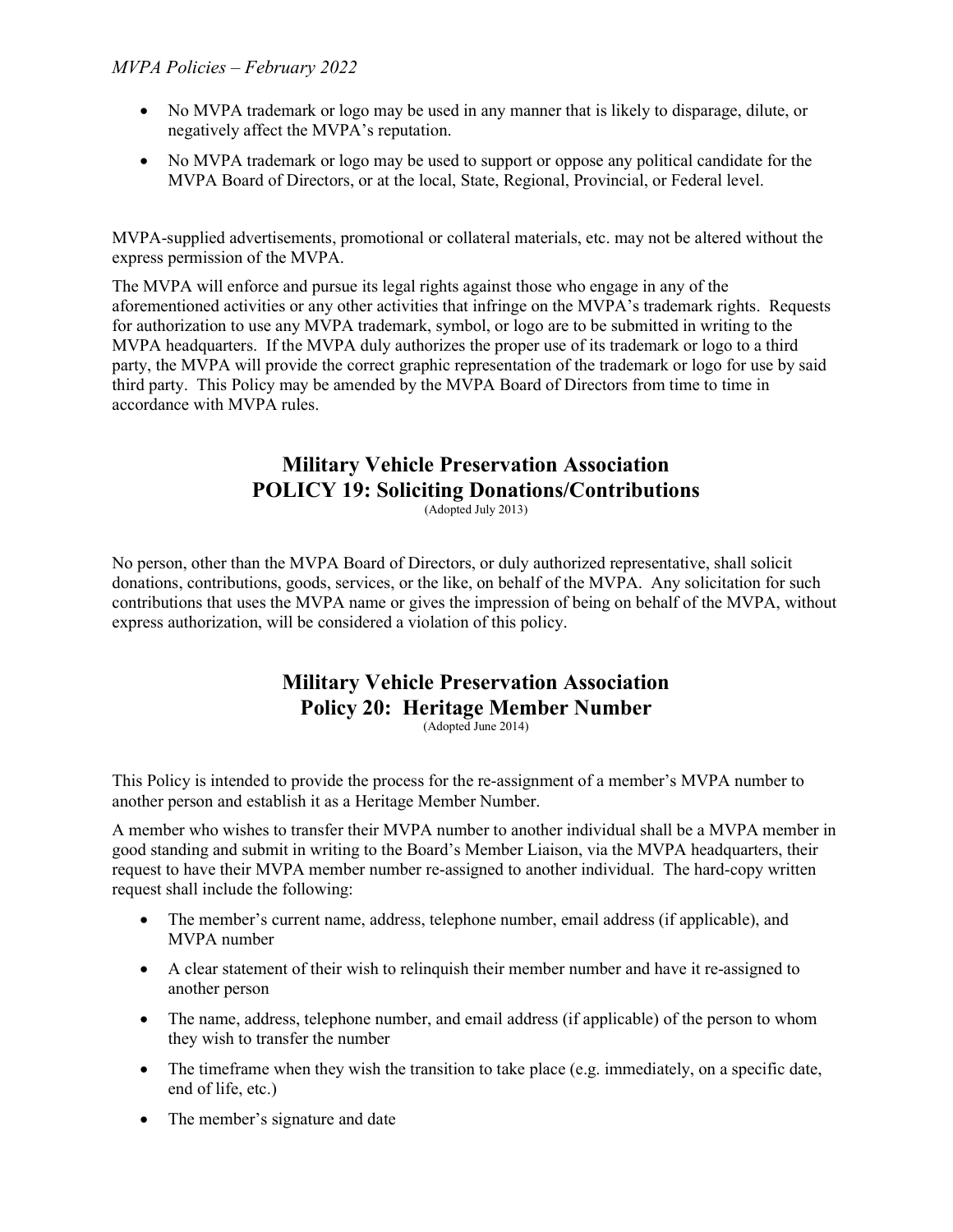- No MVPA trademark or logo may be used in any manner that is likely to disparage, dilute, or negatively affect the MVPA's reputation.
- No MVPA trademark or logo may be used to support or oppose any political candidate for the MVPA Board of Directors, or at the local, State, Regional, Provincial, or Federal level.

MVPA-supplied advertisements, promotional or collateral materials, etc. may not be altered without the express permission of the MVPA.

The MVPA will enforce and pursue its legal rights against those who engage in any of the aforementioned activities or any other activities that infringe on the MVPA's trademark rights. Requests for authorization to use any MVPA trademark, symbol, or logo are to be submitted in writing to the MVPA headquarters. If the MVPA duly authorizes the proper use of its trademark or logo to a third party, the MVPA will provide the correct graphic representation of the trademark or logo for use by said third party. This Policy may be amended by the MVPA Board of Directors from time to time in accordance with MVPA rules.

## Military Vehicle Preservation Association
## POLICY 19: Soliciting Donations/Contributions

(Adopted July 2013)

No person, other than the MVPA Board of Directors, or duly authorized representative, shall solicit donations, contributions, goods, services, or the like, on behalf of the MVPA. Any solicitation for such contributions that uses the MVPA name or gives the impression of being on behalf of the MVPA, without express authorization, will be considered a violation of this policy.

## Military Vehicle Preservation Association
## Policy 20: Heritage Member Number

(Adopted June 2014)

This Policy is intended to provide the process for the re-assignment of a member's MVPA number to another person and establish it as a Heritage Member Number.

A member who wishes to transfer their MVPA number to another individual shall be a MVPA member in good standing and submit in writing to the Board's Member Liaison, via the MVPA headquarters, their request to have their MVPA member number re-assigned to another individual. The hard-copy written request shall include the following:

- The member's current name, address, telephone number, email address (if applicable), and MVPA number
- A clear statement of their wish to relinquish their member number and have it re-assigned to another person
- The name, address, telephone number, and email address (if applicable) of the person to whom they wish to transfer the number
- The timeframe when they wish the transition to take place (e.g. immediately, on a specific date, end of life, etc.)
- The member's signature and date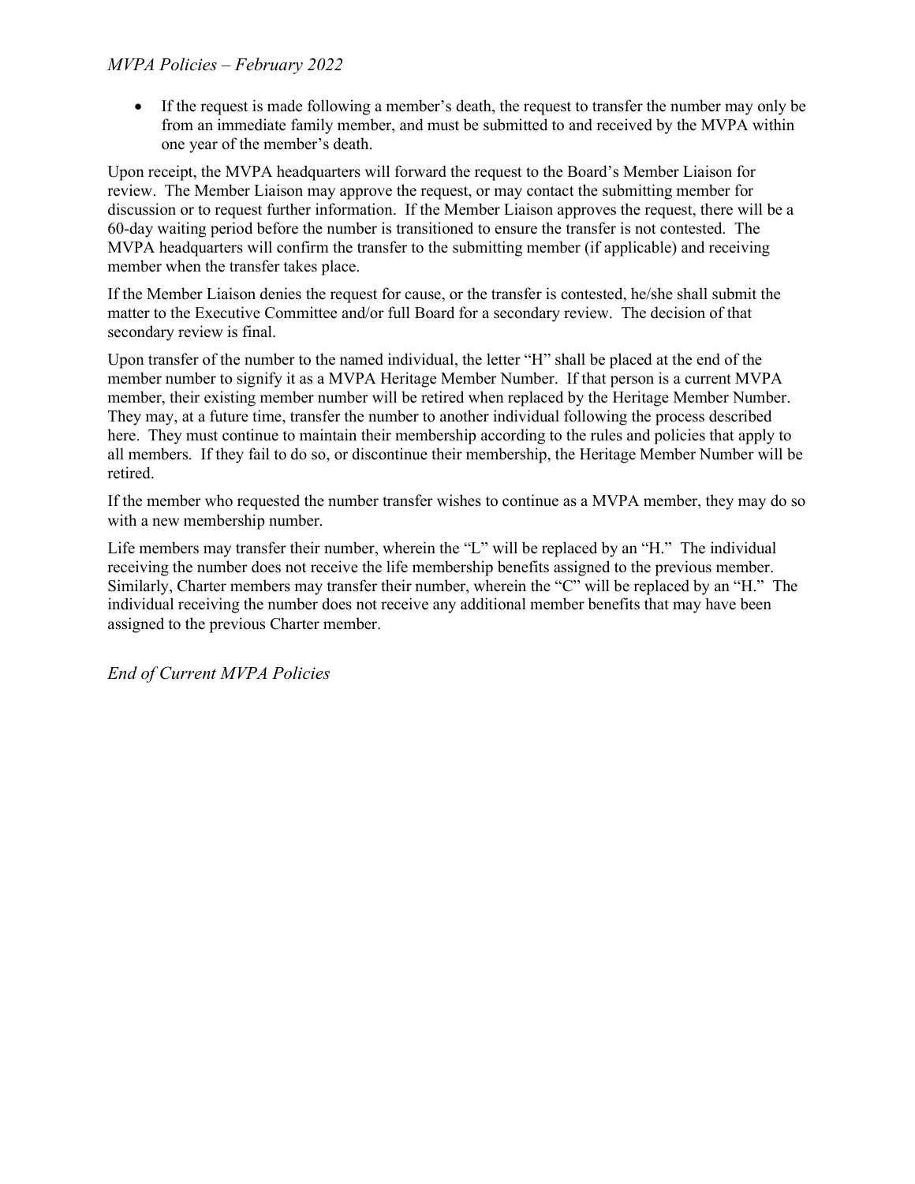- If the request is made following a member's death, the request to transfer the number may only be from an immediate family member, and must be submitted to and received by the MVPA within one year of the member's death.

Upon receipt, the MVPA headquarters will forward the request to the Board's Member Liaison for review. The Member Liaison may approve the request, or may contact the submitting member for discussion or to request further information. If the Member Liaison approves the request, there will be a 60-day waiting period before the number is transitioned to ensure the transfer is not contested. The MVPA headquarters will confirm the transfer to the submitting member (if applicable) and receiving member when the transfer takes place.

If the Member Liaison denies the request for cause, or the transfer is contested, he/she shall submit the matter to the Executive Committee and/or full Board for a secondary review. The decision of that secondary review is final.

Upon transfer of the number to the named individual, the letter "H" shall be placed at the end of the member number to signify it as a MVPA Heritage Member Number. If that person is a current MVPA member, their existing member number will be retired when replaced by the Heritage Member Number. They may, at a future time, transfer the number to another individual following the process described here. They must continue to maintain their membership according to the rules and policies that apply to all members. If they fail to do so, or discontinue their membership, the Heritage Member Number will be retired.

If the member who requested the number transfer wishes to continue as a MVPA member, they may do so with a new membership number.

Life members may transfer their number, wherein the "L" will be replaced by an "H." The individual receiving the number does not receive the life membership benefits assigned to the previous member. Similarly, Charter members may transfer their number, wherein the "C" will be replaced by an "H." The individual receiving the number does not receive any additional member benefits that may have been assigned to the previous Charter member.

*End of Current MVPA Policies*